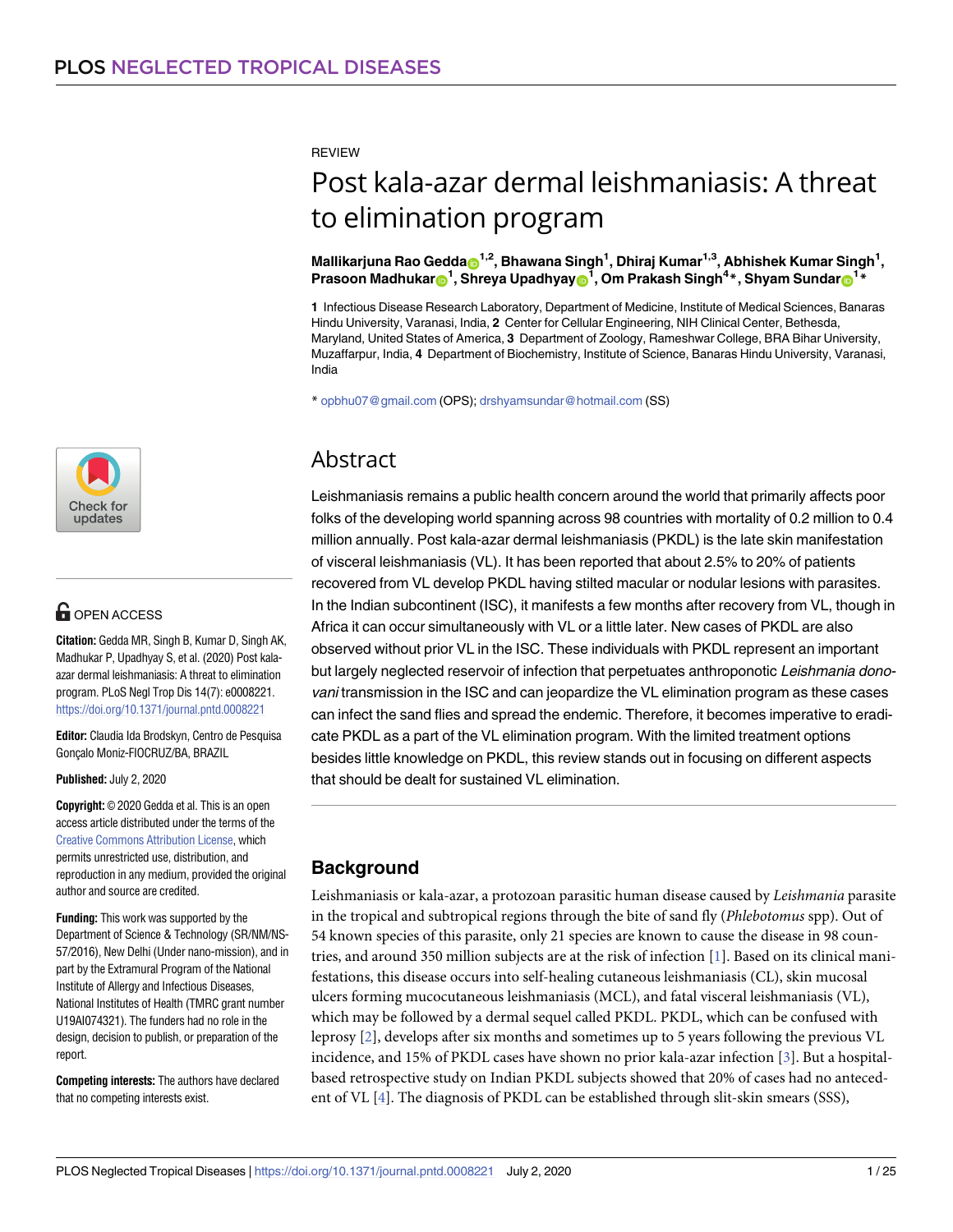REVIEW

# Post kala-azar dermal leishmaniasis: A threat to elimination program

**Mallikarjuna Rao Gedda[1,2], Bhawana Singh[1], Dhiraj Kumar[1,3], Abhishek Kumar Singh[1], Prasoon Madhukar[1], Shreya Upadhyay[1], Om Prakash Singh[4]*, Shyam Sundar[1]***

**1** Infectious Disease Research Laboratory, Department of Medicine, Institute of Medical Sciences, Banaras Hindu University, Varanasi, India, **2** Center for Cellular Engineering, NIH Clinical Center, Bethesda, Maryland, United States of America, **3** Department of Zoology, Rameshwar College, BRA Bihar University, Muzaffarpur, India, **4** Department of Biochemistry, Institute of Science, Banaras Hindu University, Varanasi, India

* opbhu07@gmail.com (OPS); drshyamsundar@hotmail.com (SS)

OPEN ACCESS

**Citation:** Gedda MR, Singh B, Kumar D, Singh AK, Madhukar P, Upadhyay S, et al. (2020) Post kala-azar dermal leishmaniasis: A threat to elimination program. PLoS Negl Trop Dis 14(7): e0008221. https://doi.org/10.1371/journal.pntd.0008221

**Editor:** Claudia Ida Brodskyn, Centro de Pesquisa Gonçalo Moniz-FIOCRUZ/BA, BRAZIL

**Published:** July 2, 2020

**Copyright:** © 2020 Gedda et al. This is an open access article distributed under the terms of the Creative Commons Attribution License, which permits unrestricted use, distribution, and reproduction in any medium, provided the original author and source are credited.

**Funding:** This work was supported by the Department of Science & Technology (SR/NM/NS-57/2016), New Delhi (Under nano-mission), and in part by the Extramural Program of the National Institute of Allergy and Infectious Diseases, National Institutes of Health (TMRC grant number U19AI074321). The funders had no role in the design, decision to publish, or preparation of the report.

**Competing interests:** The authors have declared that no competing interests exist.

## Abstract

Leishmaniasis remains a public health concern around the world that primarily affects poor folks of the developing world spanning across 98 countries with mortality of 0.2 million to 0.4 million annually. Post kala-azar dermal leishmaniasis (PKDL) is the late skin manifestation of visceral leishmaniasis (VL). It has been reported that about 2.5% to 20% of patients recovered from VL develop PKDL having stilted macular or nodular lesions with parasites. In the Indian subcontinent (ISC), it manifests a few months after recovery from VL, though in Africa it can occur simultaneously with VL or a little later. New cases of PKDL are also observed without prior VL in the ISC. These individuals with PKDL represent an important but largely neglected reservoir of infection that perpetuates anthroponotic *Leishmania donovani* transmission in the ISC and can jeopardize the VL elimination program as these cases can infect the sand flies and spread the endemic. Therefore, it becomes imperative to eradicate PKDL as a part of the VL elimination program. With the limited treatment options besides little knowledge on PKDL, this review stands out in focusing on different aspects that should be dealt for sustained VL elimination.

## Background

Leishmaniasis or kala-azar, a protozoan parasitic human disease caused by *Leishmania* parasite in the tropical and subtropical regions through the bite of sand fly (*Phlebotomus* spp). Out of 54 known species of this parasite, only 21 species are known to cause the disease in 98 countries, and around 350 million subjects are at the risk of infection [1]. Based on its clinical manifestations, this disease occurs into self-healing cutaneous leishmaniasis (CL), skin mucosal ulcers forming mucocutaneous leishmaniasis (MCL), and fatal visceral leishmaniasis (VL), which may be followed by a dermal sequel called PKDL. PKDL, which can be confused with leprosy [2], develops after six months and sometimes up to 5 years following the previous VL incidence, and 15% of PKDL cases have shown no prior kala-azar infection [3]. But a hospital-based retrospective study on Indian PKDL subjects showed that 20% of cases had no antecedent of VL [4]. The diagnosis of PKDL can be established through slit-skin smears (SSS),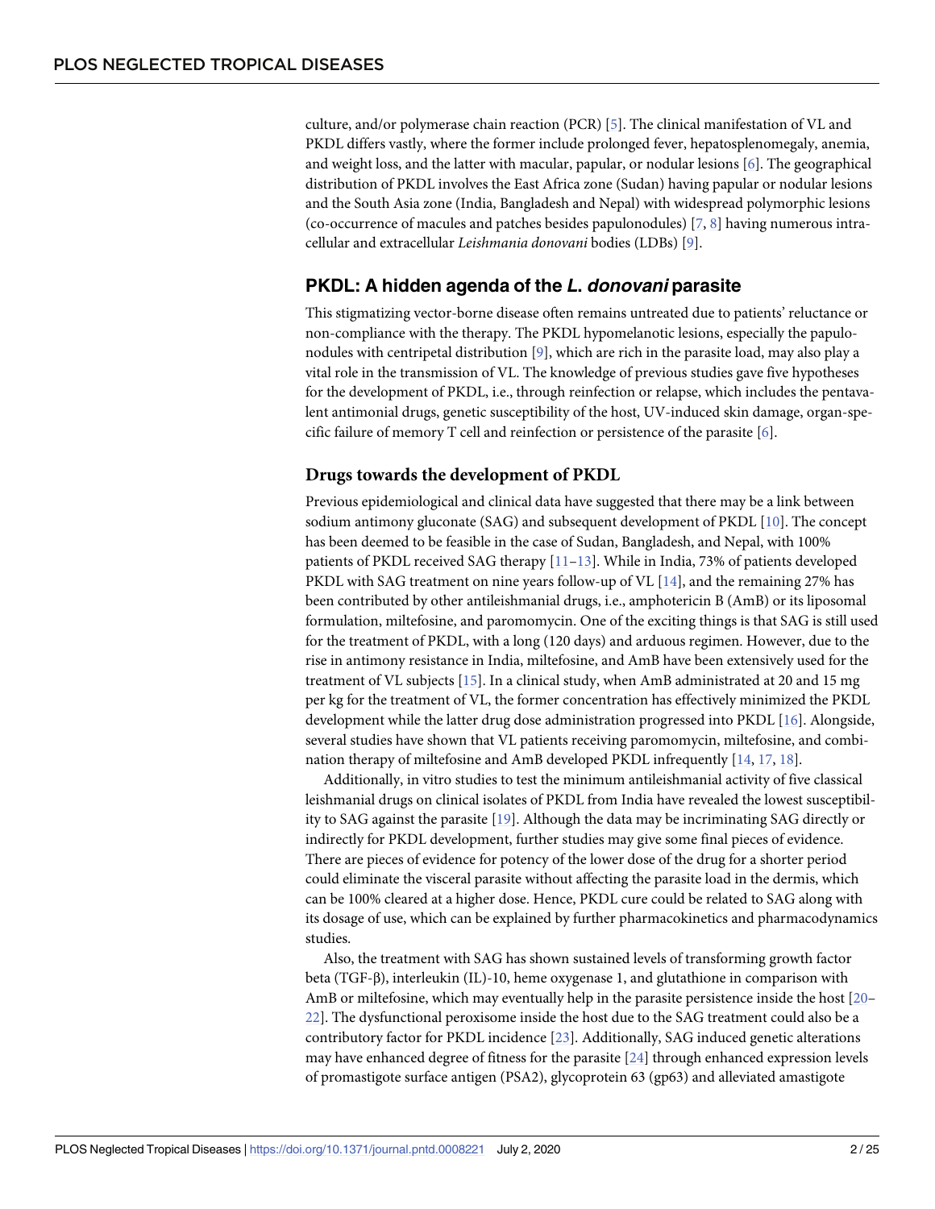culture, and/or polymerase chain reaction (PCR) [5]. The clinical manifestation of VL and PKDL differs vastly, where the former include prolonged fever, hepatosplenomegaly, anemia, and weight loss, and the latter with macular, papular, or nodular lesions [6]. The geographical distribution of PKDL involves the East Africa zone (Sudan) having papular or nodular lesions and the South Asia zone (India, Bangladesh and Nepal) with widespread polymorphic lesions (co-occurrence of macules and patches besides papulonodules) [7, 8] having numerous intracellular and extracellular *Leishmania donovani* bodies (LDBs) [9].

## PKDL: A hidden agenda of the *L. donovani* parasite

This stigmatizing vector-borne disease often remains untreated due to patients' reluctance or non-compliance with the therapy. The PKDL hypomelanotic lesions, especially the papulonodules with centripetal distribution [9], which are rich in the parasite load, may also play a vital role in the transmission of VL. The knowledge of previous studies gave five hypotheses for the development of PKDL, i.e., through reinfection or relapse, which includes the pentavalent antimonial drugs, genetic susceptibility of the host, UV-induced skin damage, organ-specific failure of memory T cell and reinfection or persistence of the parasite [6].

### Drugs towards the development of PKDL

Previous epidemiological and clinical data have suggested that there may be a link between sodium antimony gluconate (SAG) and subsequent development of PKDL [10]. The concept has been deemed to be feasible in the case of Sudan, Bangladesh, and Nepal, with 100% patients of PKDL received SAG therapy [11–13]. While in India, 73% of patients developed PKDL with SAG treatment on nine years follow-up of VL [14], and the remaining 27% has been contributed by other antileishmanial drugs, i.e., amphotericin B (AmB) or its liposomal formulation, miltefosine, and paromomycin. One of the exciting things is that SAG is still used for the treatment of PKDL, with a long (120 days) and arduous regimen. However, due to the rise in antimony resistance in India, miltefosine, and AmB have been extensively used for the treatment of VL subjects [15]. In a clinical study, when AmB administrated at 20 and 15 mg per kg for the treatment of VL, the former concentration has effectively minimized the PKDL development while the latter drug dose administration progressed into PKDL [16]. Alongside, several studies have shown that VL patients receiving paromomycin, miltefosine, and combination therapy of miltefosine and AmB developed PKDL infrequently [14, 17, 18].

Additionally, in vitro studies to test the minimum antileishmanial activity of five classical leishmanial drugs on clinical isolates of PKDL from India have revealed the lowest susceptibility to SAG against the parasite [19]. Although the data may be incriminating SAG directly or indirectly for PKDL development, further studies may give some final pieces of evidence. There are pieces of evidence for potency of the lower dose of the drug for a shorter period could eliminate the visceral parasite without affecting the parasite load in the dermis, which can be 100% cleared at a higher dose. Hence, PKDL cure could be related to SAG along with its dosage of use, which can be explained by further pharmacokinetics and pharmacodynamics studies.

Also, the treatment with SAG has shown sustained levels of transforming growth factor beta (TGF-β), interleukin (IL)-10, heme oxygenase 1, and glutathione in comparison with AmB or miltefosine, which may eventually help in the parasite persistence inside the host [20–22]. The dysfunctional peroxisome inside the host due to the SAG treatment could also be a contributory factor for PKDL incidence [23]. Additionally, SAG induced genetic alterations may have enhanced degree of fitness for the parasite [24] through enhanced expression levels of promastigote surface antigen (PSA2), glycoprotein 63 (gp63) and alleviated amastigote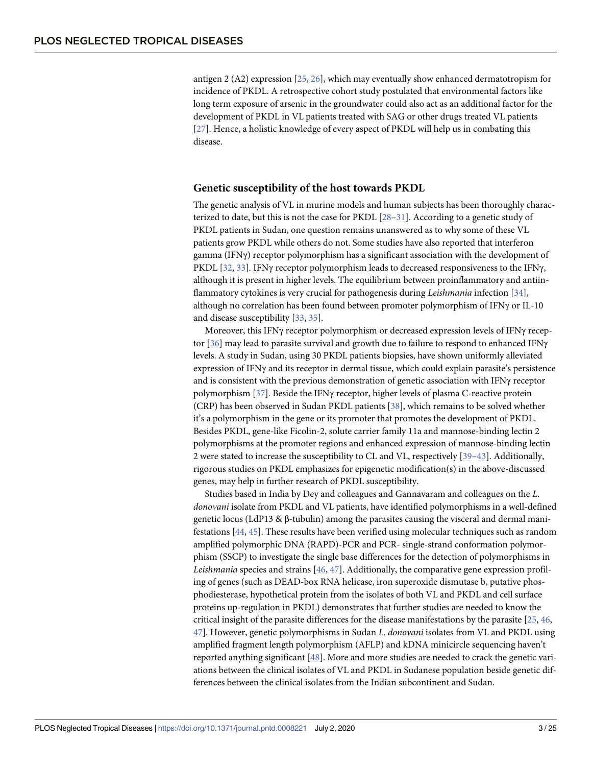antigen 2 (A2) expression [25, 26], which may eventually show enhanced dermatotropism for incidence of PKDL. A retrospective cohort study postulated that environmental factors like long term exposure of arsenic in the groundwater could also act as an additional factor for the development of PKDL in VL patients treated with SAG or other drugs treated VL patients [27]. Hence, a holistic knowledge of every aspect of PKDL will help us in combating this disease.

## Genetic susceptibility of the host towards PKDL

The genetic analysis of VL in murine models and human subjects has been thoroughly characterized to date, but this is not the case for PKDL [28–31]. According to a genetic study of PKDL patients in Sudan, one question remains unanswered as to why some of these VL patients grow PKDL while others do not. Some studies have also reported that interferon gamma (IFNγ) receptor polymorphism has a significant association with the development of PKDL [32, 33]. IFNγ receptor polymorphism leads to decreased responsiveness to the IFNγ, although it is present in higher levels. The equilibrium between proinflammatory and antiinflammatory cytokines is very crucial for pathogenesis during *Leishmania* infection [34], although no correlation has been found between promoter polymorphism of IFNγ or IL-10 and disease susceptibility [33, 35].

Moreover, this IFNγ receptor polymorphism or decreased expression levels of IFNγ receptor [36] may lead to parasite survival and growth due to failure to respond to enhanced IFNγ levels. A study in Sudan, using 30 PKDL patients biopsies, have shown uniformly alleviated expression of IFNγ and its receptor in dermal tissue, which could explain parasite's persistence and is consistent with the previous demonstration of genetic association with IFNγ receptor polymorphism [37]. Beside the IFNγ receptor, higher levels of plasma C-reactive protein (CRP) has been observed in Sudan PKDL patients [38], which remains to be solved whether it's a polymorphism in the gene or its promoter that promotes the development of PKDL. Besides PKDL, gene-like Ficolin-2, solute carrier family 11a and mannose-binding lectin 2 polymorphisms at the promoter regions and enhanced expression of mannose-binding lectin 2 were stated to increase the susceptibility to CL and VL, respectively [39–43]. Additionally, rigorous studies on PKDL emphasizes for epigenetic modification(s) in the above-discussed genes, may help in further research of PKDL susceptibility.

Studies based in India by Dey and colleagues and Gannavaram and colleagues on the *L. donovani* isolate from PKDL and VL patients, have identified polymorphisms in a well-defined genetic locus (LdP13 & β-tubulin) among the parasites causing the visceral and dermal manifestations [44, 45]. These results have been verified using molecular techniques such as random amplified polymorphic DNA (RAPD)-PCR and PCR- single-strand conformation polymorphism (SSCP) to investigate the single base differences for the detection of polymorphisms in *Leishmania* species and strains [46, 47]. Additionally, the comparative gene expression profiling of genes (such as DEAD-box RNA helicase, iron superoxide dismutase b, putative phosphodiesterase, hypothetical protein from the isolates of both VL and PKDL and cell surface proteins up-regulation in PKDL) demonstrates that further studies are needed to know the critical insight of the parasite differences for the disease manifestations by the parasite [25, 46, 47]. However, genetic polymorphisms in Sudan *L. donovani* isolates from VL and PKDL using amplified fragment length polymorphism (AFLP) and kDNA minicircle sequencing haven't reported anything significant [48]. More and more studies are needed to crack the genetic variations between the clinical isolates of VL and PKDL in Sudanese population beside genetic differences between the clinical isolates from the Indian subcontinent and Sudan.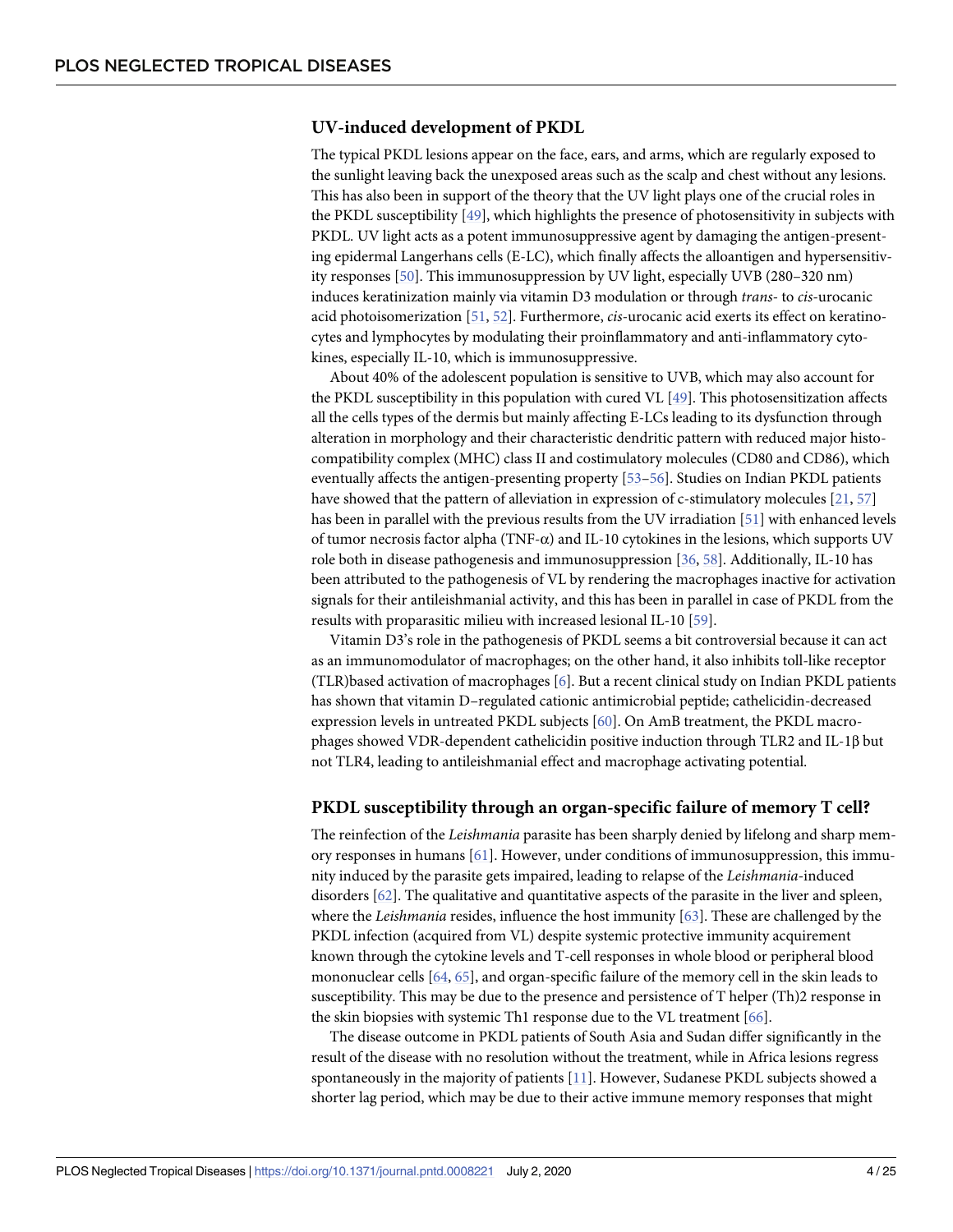## UV-induced development of PKDL

The typical PKDL lesions appear on the face, ears, and arms, which are regularly exposed to the sunlight leaving back the unexposed areas such as the scalp and chest without any lesions. This has also been in support of the theory that the UV light plays one of the crucial roles in the PKDL susceptibility [49], which highlights the presence of photosensitivity in subjects with PKDL. UV light acts as a potent immunosuppressive agent by damaging the antigen-presenting epidermal Langerhans cells (E-LC), which finally affects the alloantigen and hypersensitivity responses [50]. This immunosuppression by UV light, especially UVB (280–320 nm) induces keratinization mainly via vitamin D3 modulation or through *trans*- to *cis*-urocanic acid photoisomerization [51, 52]. Furthermore, *cis*-urocanic acid exerts its effect on keratinocytes and lymphocytes by modulating their proinflammatory and anti-inflammatory cytokines, especially IL-10, which is immunosuppressive.

About 40% of the adolescent population is sensitive to UVB, which may also account for the PKDL susceptibility in this population with cured VL [49]. This photosensitization affects all the cells types of the dermis but mainly affecting E-LCs leading to its dysfunction through alteration in morphology and their characteristic dendritic pattern with reduced major histocompatibility complex (MHC) class II and costimulatory molecules (CD80 and CD86), which eventually affects the antigen-presenting property [53–56]. Studies on Indian PKDL patients have showed that the pattern of alleviation in expression of c-stimulatory molecules [21, 57] has been in parallel with the previous results from the UV irradiation [51] with enhanced levels of tumor necrosis factor alpha (TNF-α) and IL-10 cytokines in the lesions, which supports UV role both in disease pathogenesis and immunosuppression [36, 58]. Additionally, IL-10 has been attributed to the pathogenesis of VL by rendering the macrophages inactive for activation signals for their antileishmanial activity, and this has been in parallel in case of PKDL from the results with proparasitic milieu with increased lesional IL-10 [59].

Vitamin D3's role in the pathogenesis of PKDL seems a bit controversial because it can act as an immunomodulator of macrophages; on the other hand, it also inhibits toll-like receptor (TLR)based activation of macrophages [6]. But a recent clinical study on Indian PKDL patients has shown that vitamin D–regulated cationic antimicrobial peptide; cathelicidin-decreased expression levels in untreated PKDL subjects [60]. On AmB treatment, the PKDL macrophages showed VDR-dependent cathelicidin positive induction through TLR2 and IL-1β but not TLR4, leading to antileishmanial effect and macrophage activating potential.

## PKDL susceptibility through an organ-specific failure of memory T cell?

The reinfection of the *Leishmania* parasite has been sharply denied by lifelong and sharp memory responses in humans [61]. However, under conditions of immunosuppression, this immunity induced by the parasite gets impaired, leading to relapse of the *Leishmania*-induced disorders [62]. The qualitative and quantitative aspects of the parasite in the liver and spleen, where the *Leishmania* resides, influence the host immunity [63]. These are challenged by the PKDL infection (acquired from VL) despite systemic protective immunity acquirement known through the cytokine levels and T-cell responses in whole blood or peripheral blood mononuclear cells [64, 65], and organ-specific failure of the memory cell in the skin leads to susceptibility. This may be due to the presence and persistence of T helper (Th)2 response in the skin biopsies with systemic Th1 response due to the VL treatment [66].

The disease outcome in PKDL patients of South Asia and Sudan differ significantly in the result of the disease with no resolution without the treatment, while in Africa lesions regress spontaneously in the majority of patients [11]. However, Sudanese PKDL subjects showed a shorter lag period, which may be due to their active immune memory responses that might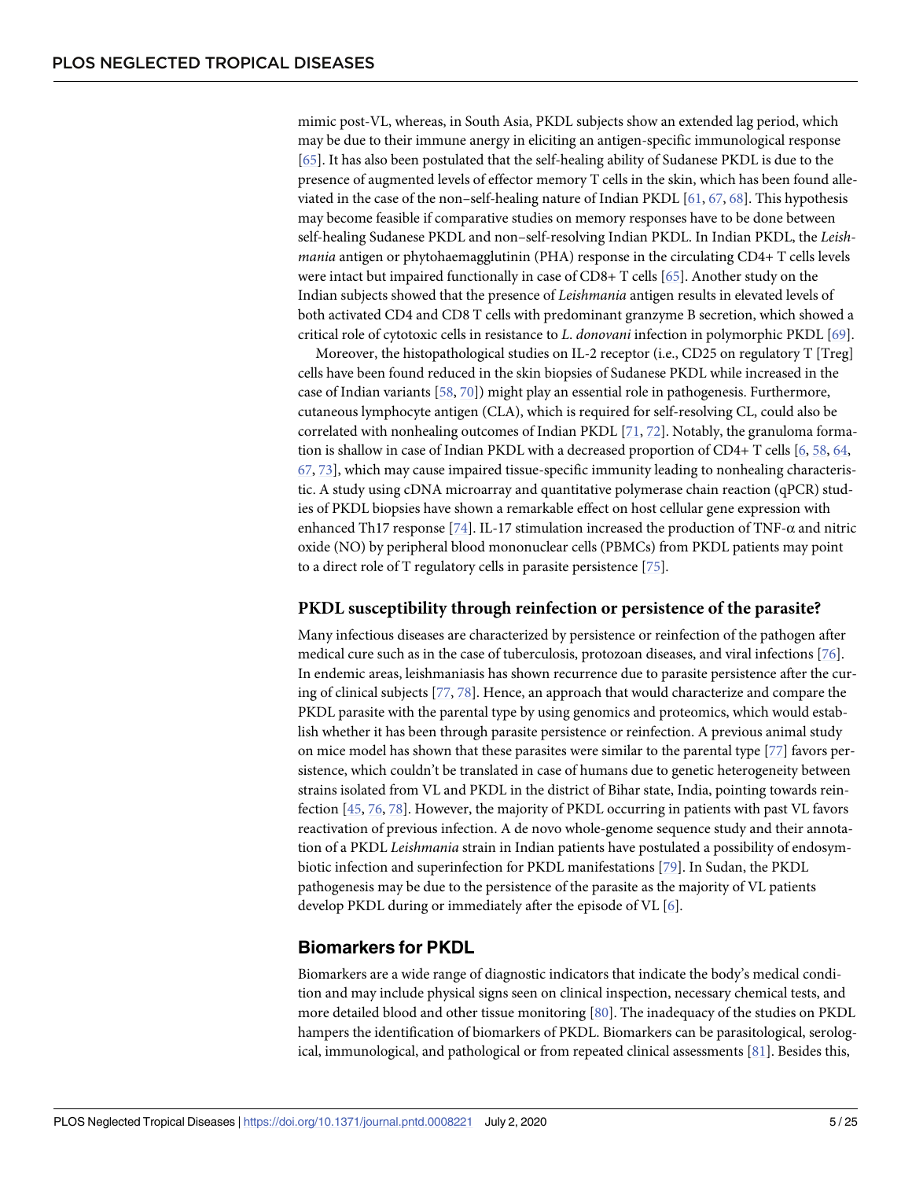mimic post-VL, whereas, in South Asia, PKDL subjects show an extended lag period, which may be due to their immune anergy in eliciting an antigen-specific immunological response [65]. It has also been postulated that the self-healing ability of Sudanese PKDL is due to the presence of augmented levels of effector memory T cells in the skin, which has been found alleviated in the case of the non–self-healing nature of Indian PKDL [61, 67, 68]. This hypothesis may become feasible if comparative studies on memory responses have to be done between self-healing Sudanese PKDL and non–self-resolving Indian PKDL. In Indian PKDL, the *Leishmania* antigen or phytohaemagglutinin (PHA) response in the circulating CD4+ T cells levels were intact but impaired functionally in case of CD8+ T cells [65]. Another study on the Indian subjects showed that the presence of *Leishmania* antigen results in elevated levels of both activated CD4 and CD8 T cells with predominant granzyme B secretion, which showed a critical role of cytotoxic cells in resistance to *L. donovani* infection in polymorphic PKDL [69].

Moreover, the histopathological studies on IL-2 receptor (i.e., CD25 on regulatory T [Treg] cells have been found reduced in the skin biopsies of Sudanese PKDL while increased in the case of Indian variants [58, 70]) might play an essential role in pathogenesis. Furthermore, cutaneous lymphocyte antigen (CLA), which is required for self-resolving CL, could also be correlated with nonhealing outcomes of Indian PKDL [71, 72]. Notably, the granuloma formation is shallow in case of Indian PKDL with a decreased proportion of CD4+ T cells [6, 58, 64, 67, 73], which may cause impaired tissue-specific immunity leading to nonhealing characteristic. A study using cDNA microarray and quantitative polymerase chain reaction (qPCR) studies of PKDL biopsies have shown a remarkable effect on host cellular gene expression with enhanced Th17 response [74]. IL-17 stimulation increased the production of TNF-α and nitric oxide (NO) by peripheral blood mononuclear cells (PBMCs) from PKDL patients may point to a direct role of T regulatory cells in parasite persistence [75].

## PKDL susceptibility through reinfection or persistence of the parasite?

Many infectious diseases are characterized by persistence or reinfection of the pathogen after medical cure such as in the case of tuberculosis, protozoan diseases, and viral infections [76]. In endemic areas, leishmaniasis has shown recurrence due to parasite persistence after the curing of clinical subjects [77, 78]. Hence, an approach that would characterize and compare the PKDL parasite with the parental type by using genomics and proteomics, which would establish whether it has been through parasite persistence or reinfection. A previous animal study on mice model has shown that these parasites were similar to the parental type [77] favors persistence, which couldn't be translated in case of humans due to genetic heterogeneity between strains isolated from VL and PKDL in the district of Bihar state, India, pointing towards reinfection [45, 76, 78]. However, the majority of PKDL occurring in patients with past VL favors reactivation of previous infection. A de novo whole-genome sequence study and their annotation of a PKDL *Leishmania* strain in Indian patients have postulated a possibility of endosymbiotic infection and superinfection for PKDL manifestations [79]. In Sudan, the PKDL pathogenesis may be due to the persistence of the parasite as the majority of VL patients develop PKDL during or immediately after the episode of VL [6].

## Biomarkers for PKDL

Biomarkers are a wide range of diagnostic indicators that indicate the body's medical condition and may include physical signs seen on clinical inspection, necessary chemical tests, and more detailed blood and other tissue monitoring [80]. The inadequacy of the studies on PKDL hampers the identification of biomarkers of PKDL. Biomarkers can be parasitological, serological, immunological, and pathological or from repeated clinical assessments [81]. Besides this,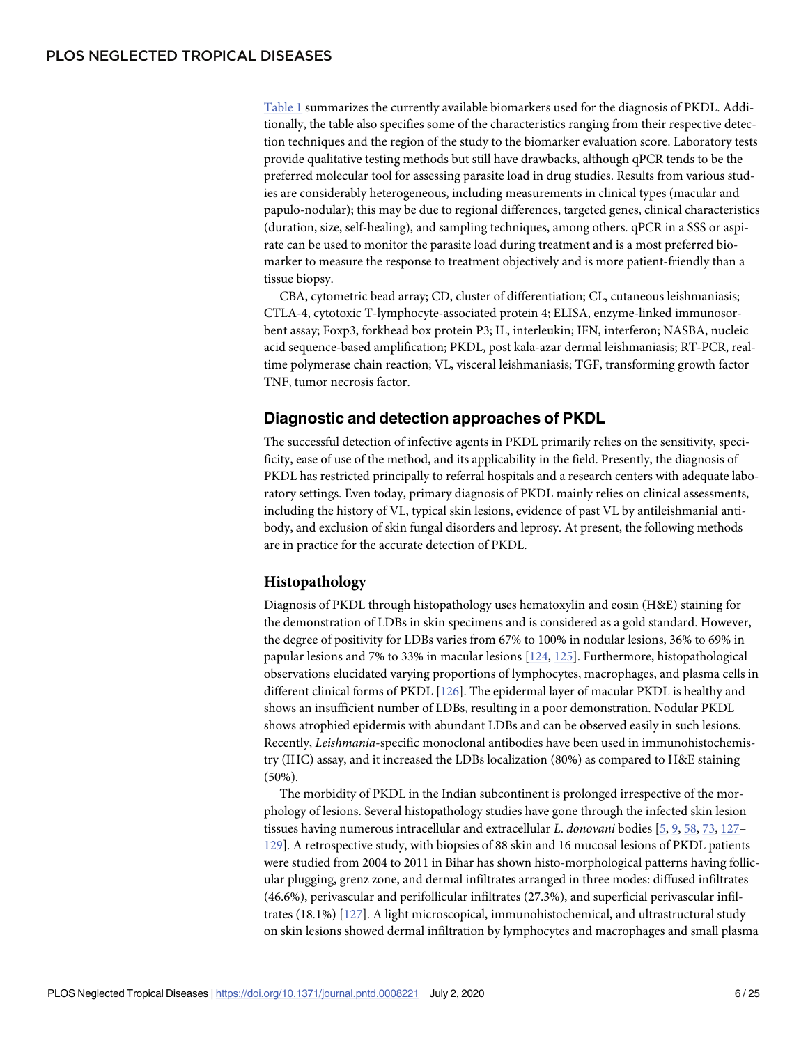Table 1 summarizes the currently available biomarkers used for the diagnosis of PKDL. Additionally, the table also specifies some of the characteristics ranging from their respective detection techniques and the region of the study to the biomarker evaluation score. Laboratory tests provide qualitative testing methods but still have drawbacks, although qPCR tends to be the preferred molecular tool for assessing parasite load in drug studies. Results from various studies are considerably heterogeneous, including measurements in clinical types (macular and papulo-nodular); this may be due to regional differences, targeted genes, clinical characteristics (duration, size, self-healing), and sampling techniques, among others. qPCR in a SSS or aspirate can be used to monitor the parasite load during treatment and is a most preferred biomarker to measure the response to treatment objectively and is more patient-friendly than a tissue biopsy.

CBA, cytometric bead array; CD, cluster of differentiation; CL, cutaneous leishmaniasis; CTLA-4, cytotoxic T-lymphocyte-associated protein 4; ELISA, enzyme-linked immunosorbent assay; Foxp3, forkhead box protein P3; IL, interleukin; IFN, interferon; NASBA, nucleic acid sequence-based amplification; PKDL, post kala-azar dermal leishmaniasis; RT-PCR, real-time polymerase chain reaction; VL, visceral leishmaniasis; TGF, transforming growth factor TNF, tumor necrosis factor.

## Diagnostic and detection approaches of PKDL

The successful detection of infective agents in PKDL primarily relies on the sensitivity, specificity, ease of use of the method, and its applicability in the field. Presently, the diagnosis of PKDL has restricted principally to referral hospitals and a research centers with adequate laboratory settings. Even today, primary diagnosis of PKDL mainly relies on clinical assessments, including the history of VL, typical skin lesions, evidence of past VL by antileishmanial antibody, and exclusion of skin fungal disorders and leprosy. At present, the following methods are in practice for the accurate detection of PKDL.

### Histopathology

Diagnosis of PKDL through histopathology uses hematoxylin and eosin (H&E) staining for the demonstration of LDBs in skin specimens and is considered as a gold standard. However, the degree of positivity for LDBs varies from 67% to 100% in nodular lesions, 36% to 69% in papular lesions and 7% to 33% in macular lesions [124, 125]. Furthermore, histopathological observations elucidated varying proportions of lymphocytes, macrophages, and plasma cells in different clinical forms of PKDL [126]. The epidermal layer of macular PKDL is healthy and shows an insufficient number of LDBs, resulting in a poor demonstration. Nodular PKDL shows atrophied epidermis with abundant LDBs and can be observed easily in such lesions. Recently, *Leishmania*-specific monoclonal antibodies have been used in immunohistochemistry (IHC) assay, and it increased the LDBs localization (80%) as compared to H&E staining (50%).

The morbidity of PKDL in the Indian subcontinent is prolonged irrespective of the morphology of lesions. Several histopathology studies have gone through the infected skin lesion tissues having numerous intracellular and extracellular *L*. *donovani* bodies [5, 9, 58, 73, 127–129]. A retrospective study, with biopsies of 88 skin and 16 mucosal lesions of PKDL patients were studied from 2004 to 2011 in Bihar has shown histo-morphological patterns having follicular plugging, grenz zone, and dermal infiltrates arranged in three modes: diffused infiltrates (46.6%), perivascular and perifollicular infiltrates (27.3%), and superficial perivascular infiltrates (18.1%) [127]. A light microscopical, immunohistochemical, and ultrastructural study on skin lesions showed dermal infiltration by lymphocytes and macrophages and small plasma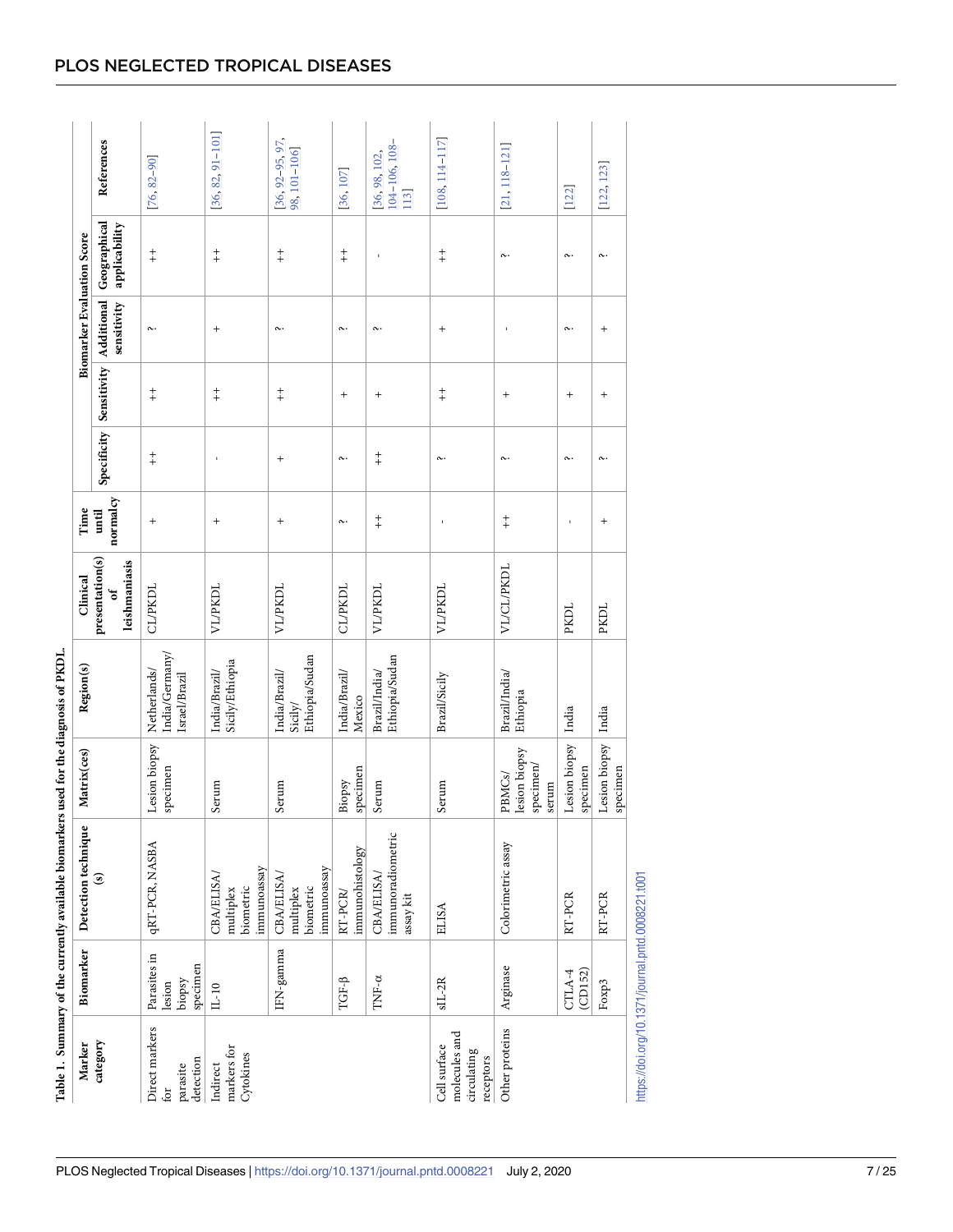Table 1. Summary of the currently available biomarkers used for the diagnosis of PKDL.

| Marker category | Biomarker | Detection technique (s) | Matrix(ces) | Region(s) | Clinical presentation(s) of leishmaniasis | Time until normalcy | Biomarker Evaluation Score | | | | References |
|---|---|---|---|---|---|---|---|---|---|---|---|
| | | | | | | | Specificity | Sensitivity | Additional sensitivity | Geographical applicability | |
| Direct markers for parasite detection | Parasites in lesion biopsy specimen | qRT-PCR, NASBA | Lesion biopsy specimen | Netherlands/ India/Germany/ Israel/Brazil | CL/PKDL | + | ++ | ++ | ? | ++ | [76, 82–90] |
| Indirect markers for Cytokines | IL-10 | CBA/ELISA/ multiplex biometric immunoassay | Serum | India/Brazil/ Sicily/Ethiopia | VL/PKDL | + | - | ++ | + | ++ | [36, 82, 91–101] |
| | IFN-gamma | CBA/ELISA/ multiplex biometric immunoassay | Serum | India/Brazil/ Sicily/ Ethiopia/Sudan | VL/PKDL | + | + | ++ | ? | ++ | [36, 92–95, 97, 98, 101–106] |
| | TGF-β | RT-PCR/ immunohistology | Biopsy specimen | India/Brazil/ Mexico | CL/PKDL | ? | ? | + | ? | ++ | [36, 107] |
| | TNF-α | CBA/ELISA/ immunoradiometric assay kit | Serum | Brazil/India/ Ethiopia/Sudan | VL/PKDL | ++ | ++ | + | ? | - | [36, 98, 102, 104–106, 108–113] |
| Cell surface molecules and circulating receptors | sIL-2R | ELISA | Serum | Brazil/Sicily | VL/PKDL | - | ? | ++ | + | ++ | [108, 114–117] |
| Other proteins | Arginase | Colorimetric assay | PBMCs/ lesion biopsy specimen/ serum | Brazil/India/ Ethiopia | VL/CL/PKDL | ++ | ? | + | - | ? | [21, 118–121] |
| | CTLA-4 (CD152) | RT-PCR | Lesion biopsy specimen | India | PKDL | - | ? | + | ? | ? | [122] |
| | Foxp3 | RT-PCR | Lesion biopsy specimen | India | PKDL | + | ? | + | + | ? | [122, 123] |

https://doi.org/10.1371/journal.pntd.0008221.t001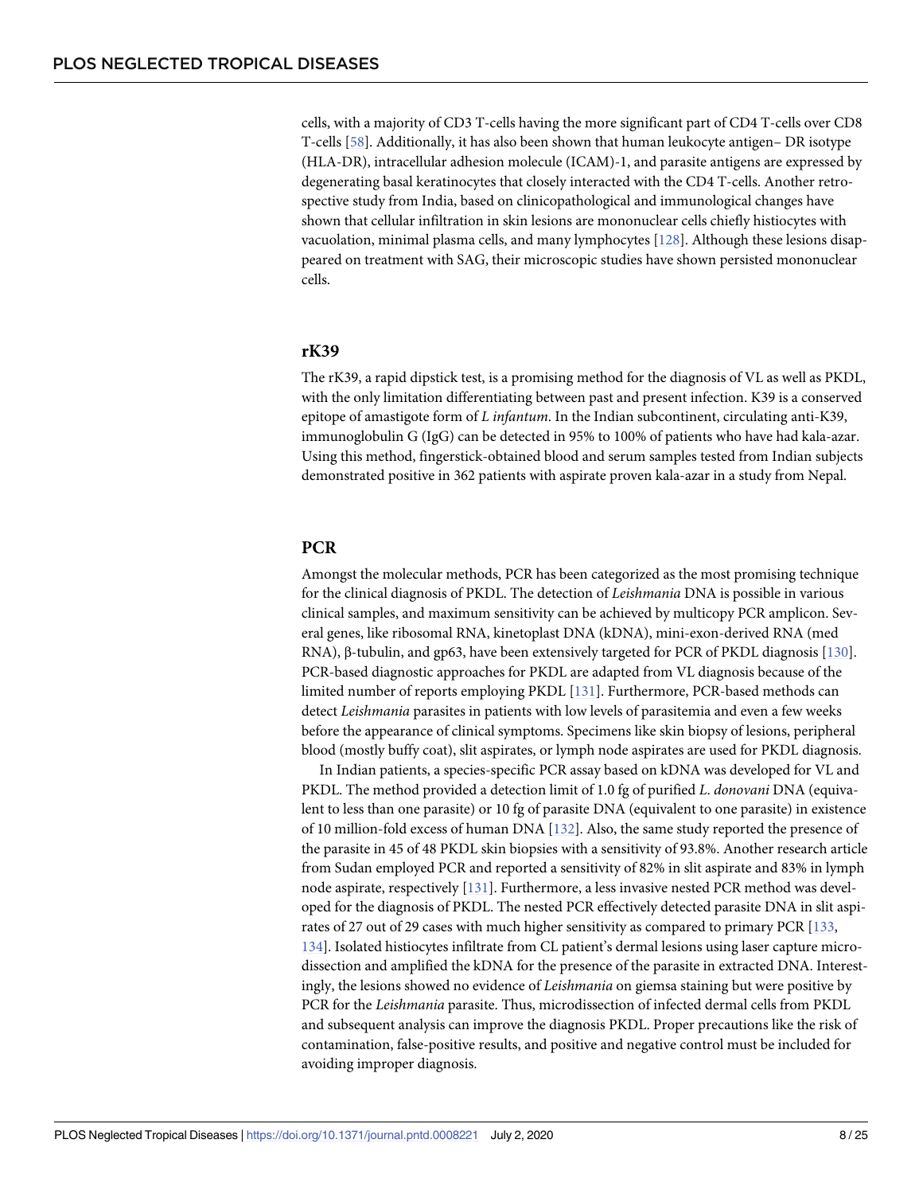cells, with a majority of CD3 T-cells having the more significant part of CD4 T-cells over CD8 T-cells [58]. Additionally, it has also been shown that human leukocyte antigen– DR isotype (HLA-DR), intracellular adhesion molecule (ICAM)-1, and parasite antigens are expressed by degenerating basal keratinocytes that closely interacted with the CD4 T-cells. Another retrospective study from India, based on clinicopathological and immunological changes have shown that cellular infiltration in skin lesions are mononuclear cells chiefly histiocytes with vacuolation, minimal plasma cells, and many lymphocytes [128]. Although these lesions disappeared on treatment with SAG, their microscopic studies have shown persisted mononuclear cells.

## rK39

The rK39, a rapid dipstick test, is a promising method for the diagnosis of VL as well as PKDL, with the only limitation differentiating between past and present infection. K39 is a conserved epitope of amastigote form of *L infantum*. In the Indian subcontinent, circulating anti-K39, immunoglobulin G (IgG) can be detected in 95% to 100% of patients who have had kala-azar. Using this method, fingerstick-obtained blood and serum samples tested from Indian subjects demonstrated positive in 362 patients with aspirate proven kala-azar in a study from Nepal.

## PCR

Amongst the molecular methods, PCR has been categorized as the most promising technique for the clinical diagnosis of PKDL. The detection of *Leishmania* DNA is possible in various clinical samples, and maximum sensitivity can be achieved by multicopy PCR amplicon. Several genes, like ribosomal RNA, kinetoplast DNA (kDNA), mini-exon-derived RNA (med RNA), β-tubulin, and gp63, have been extensively targeted for PCR of PKDL diagnosis [130]. PCR-based diagnostic approaches for PKDL are adapted from VL diagnosis because of the limited number of reports employing PKDL [131]. Furthermore, PCR-based methods can detect *Leishmania* parasites in patients with low levels of parasitemia and even a few weeks before the appearance of clinical symptoms. Specimens like skin biopsy of lesions, peripheral blood (mostly buffy coat), slit aspirates, or lymph node aspirates are used for PKDL diagnosis.

In Indian patients, a species-specific PCR assay based on kDNA was developed for VL and PKDL. The method provided a detection limit of 1.0 fg of purified *L*. *donovani* DNA (equivalent to less than one parasite) or 10 fg of parasite DNA (equivalent to one parasite) in existence of 10 million-fold excess of human DNA [132]. Also, the same study reported the presence of the parasite in 45 of 48 PKDL skin biopsies with a sensitivity of 93.8%. Another research article from Sudan employed PCR and reported a sensitivity of 82% in slit aspirate and 83% in lymph node aspirate, respectively [131]. Furthermore, a less invasive nested PCR method was developed for the diagnosis of PKDL. The nested PCR effectively detected parasite DNA in slit aspirates of 27 out of 29 cases with much higher sensitivity as compared to primary PCR [133, 134]. Isolated histiocytes infiltrate from CL patient's dermal lesions using laser capture microdissection and amplified the kDNA for the presence of the parasite in extracted DNA. Interestingly, the lesions showed no evidence of *Leishmania* on giemsa staining but were positive by PCR for the *Leishmania* parasite. Thus, microdissection of infected dermal cells from PKDL and subsequent analysis can improve the diagnosis PKDL. Proper precautions like the risk of contamination, false-positive results, and positive and negative control must be included for avoiding improper diagnosis.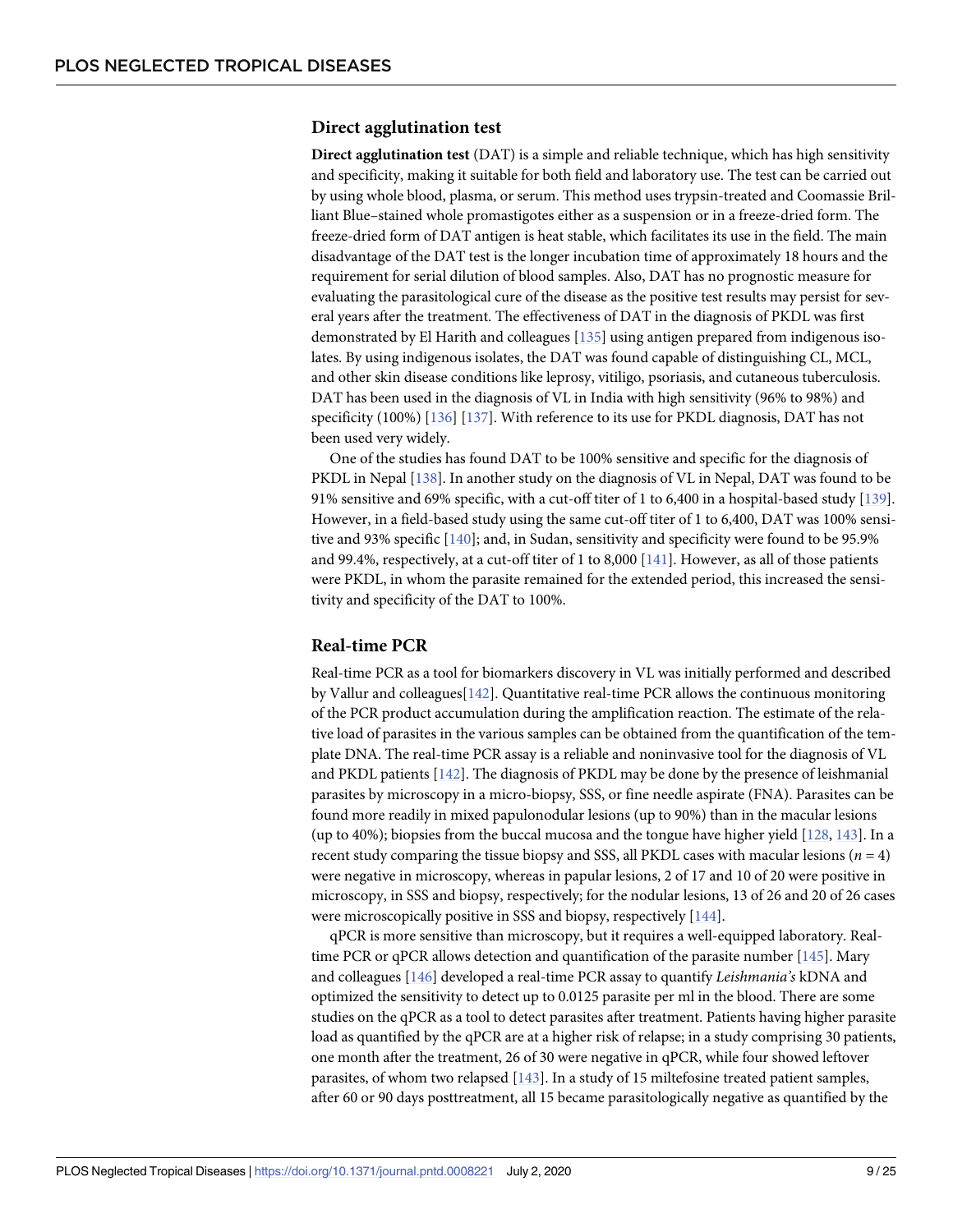## Direct agglutination test

**Direct agglutination test** (DAT) is a simple and reliable technique, which has high sensitivity and specificity, making it suitable for both field and laboratory use. The test can be carried out by using whole blood, plasma, or serum. This method uses trypsin-treated and Coomassie Brilliant Blue–stained whole promastigotes either as a suspension or in a freeze-dried form. The freeze-dried form of DAT antigen is heat stable, which facilitates its use in the field. The main disadvantage of the DAT test is the longer incubation time of approximately 18 hours and the requirement for serial dilution of blood samples. Also, DAT has no prognostic measure for evaluating the parasitological cure of the disease as the positive test results may persist for several years after the treatment. The effectiveness of DAT in the diagnosis of PKDL was first demonstrated by El Harith and colleagues [135] using antigen prepared from indigenous isolates. By using indigenous isolates, the DAT was found capable of distinguishing CL, MCL, and other skin disease conditions like leprosy, vitiligo, psoriasis, and cutaneous tuberculosis. DAT has been used in the diagnosis of VL in India with high sensitivity (96% to 98%) and specificity (100%) [136] [137]. With reference to its use for PKDL diagnosis, DAT has not been used very widely.

One of the studies has found DAT to be 100% sensitive and specific for the diagnosis of PKDL in Nepal [138]. In another study on the diagnosis of VL in Nepal, DAT was found to be 91% sensitive and 69% specific, with a cut-off titer of 1 to 6,400 in a hospital-based study [139]. However, in a field-based study using the same cut-off titer of 1 to 6,400, DAT was 100% sensitive and 93% specific [140]; and, in Sudan, sensitivity and specificity were found to be 95.9% and 99.4%, respectively, at a cut-off titer of 1 to 8,000 [141]. However, as all of those patients were PKDL, in whom the parasite remained for the extended period, this increased the sensitivity and specificity of the DAT to 100%.

## Real-time PCR

Real-time PCR as a tool for biomarkers discovery in VL was initially performed and described by Vallur and colleagues[142]. Quantitative real-time PCR allows the continuous monitoring of the PCR product accumulation during the amplification reaction. The estimate of the relative load of parasites in the various samples can be obtained from the quantification of the template DNA. The real-time PCR assay is a reliable and noninvasive tool for the diagnosis of VL and PKDL patients [142]. The diagnosis of PKDL may be done by the presence of leishmanial parasites by microscopy in a micro-biopsy, SSS, or fine needle aspirate (FNA). Parasites can be found more readily in mixed papulonodular lesions (up to 90%) than in the macular lesions (up to 40%); biopsies from the buccal mucosa and the tongue have higher yield [128, 143]. In a recent study comparing the tissue biopsy and SSS, all PKDL cases with macular lesions ($n = 4$) were negative in microscopy, whereas in papular lesions, 2 of 17 and 10 of 20 were positive in microscopy, in SSS and biopsy, respectively; for the nodular lesions, 13 of 26 and 20 of 26 cases were microscopically positive in SSS and biopsy, respectively [144].

qPCR is more sensitive than microscopy, but it requires a well-equipped laboratory. Real-time PCR or qPCR allows detection and quantification of the parasite number [145]. Mary and colleagues [146] developed a real-time PCR assay to quantify *Leishmania's* kDNA and optimized the sensitivity to detect up to 0.0125 parasite per ml in the blood. There are some studies on the qPCR as a tool to detect parasites after treatment. Patients having higher parasite load as quantified by the qPCR are at a higher risk of relapse; in a study comprising 30 patients, one month after the treatment, 26 of 30 were negative in qPCR, while four showed leftover parasites, of whom two relapsed [143]. In a study of 15 miltefosine treated patient samples, after 60 or 90 days posttreatment, all 15 became parasitologically negative as quantified by the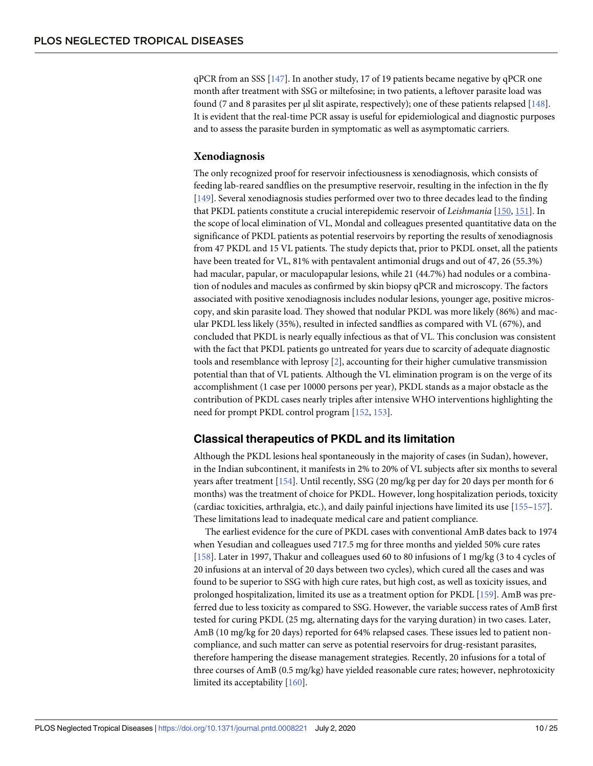qPCR from an SSS [147]. In another study, 17 of 19 patients became negative by qPCR one month after treatment with SSG or miltefosine; in two patients, a leftover parasite load was found (7 and 8 parasites per μl slit aspirate, respectively); one of these patients relapsed [148]. It is evident that the real-time PCR assay is useful for epidemiological and diagnostic purposes and to assess the parasite burden in symptomatic as well as asymptomatic carriers.

### Xenodiagnosis

The only recognized proof for reservoir infectiousness is xenodiagnosis, which consists of feeding lab-reared sandflies on the presumptive reservoir, resulting in the infection in the fly [149]. Several xenodiagnosis studies performed over two to three decades lead to the finding that PKDL patients constitute a crucial interepidemic reservoir of *Leishmania* [150, 151]. In the scope of local elimination of VL, Mondal and colleagues presented quantitative data on the significance of PKDL patients as potential reservoirs by reporting the results of xenodiagnosis from 47 PKDL and 15 VL patients. The study depicts that, prior to PKDL onset, all the patients have been treated for VL, 81% with pentavalent antimonial drugs and out of 47, 26 (55.3%) had macular, papular, or maculopapular lesions, while 21 (44.7%) had nodules or a combination of nodules and macules as confirmed by skin biopsy qPCR and microscopy. The factors associated with positive xenodiagnosis includes nodular lesions, younger age, positive microscopy, and skin parasite load. They showed that nodular PKDL was more likely (86%) and macular PKDL less likely (35%), resulted in infected sandflies as compared with VL (67%), and concluded that PKDL is nearly equally infectious as that of VL. This conclusion was consistent with the fact that PKDL patients go untreated for years due to scarcity of adequate diagnostic tools and resemblance with leprosy [2], accounting for their higher cumulative transmission potential than that of VL patients. Although the VL elimination program is on the verge of its accomplishment (1 case per 10000 persons per year), PKDL stands as a major obstacle as the contribution of PKDL cases nearly triples after intensive WHO interventions highlighting the need for prompt PKDL control program [152, 153].

## Classical therapeutics of PKDL and its limitation

Although the PKDL lesions heal spontaneously in the majority of cases (in Sudan), however, in the Indian subcontinent, it manifests in 2% to 20% of VL subjects after six months to several years after treatment [154]. Until recently, SSG (20 mg/kg per day for 20 days per month for 6 months) was the treatment of choice for PKDL. However, long hospitalization periods, toxicity (cardiac toxicities, arthralgia, etc.), and daily painful injections have limited its use [155–157]. These limitations lead to inadequate medical care and patient compliance.

The earliest evidence for the cure of PKDL cases with conventional AmB dates back to 1974 when Yesudian and colleagues used 717.5 mg for three months and yielded 50% cure rates [158]. Later in 1997, Thakur and colleagues used 60 to 80 infusions of 1 mg/kg (3 to 4 cycles of 20 infusions at an interval of 20 days between two cycles), which cured all the cases and was found to be superior to SSG with high cure rates, but high cost, as well as toxicity issues, and prolonged hospitalization, limited its use as a treatment option for PKDL [159]. AmB was preferred due to less toxicity as compared to SSG. However, the variable success rates of AmB first tested for curing PKDL (25 mg, alternating days for the varying duration) in two cases. Later, AmB (10 mg/kg for 20 days) reported for 64% relapsed cases. These issues led to patient noncompliance, and such matter can serve as potential reservoirs for drug-resistant parasites, therefore hampering the disease management strategies. Recently, 20 infusions for a total of three courses of AmB (0.5 mg/kg) have yielded reasonable cure rates; however, nephrotoxicity limited its acceptability [160].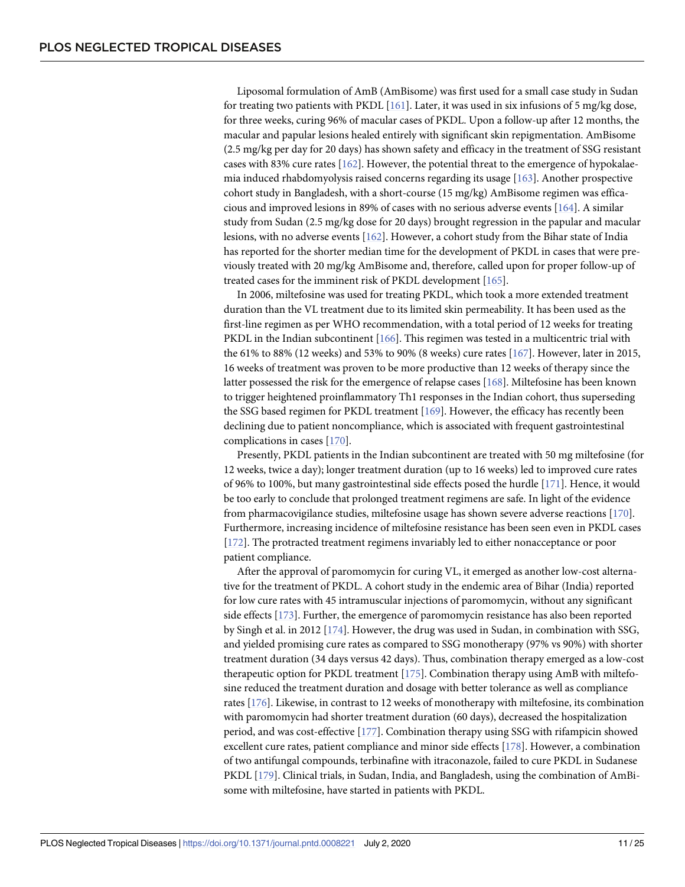Liposomal formulation of AmB (AmBisome) was first used for a small case study in Sudan for treating two patients with PKDL [161]. Later, it was used in six infusions of 5 mg/kg dose, for three weeks, curing 96% of macular cases of PKDL. Upon a follow-up after 12 months, the macular and papular lesions healed entirely with significant skin repigmentation. AmBisome (2.5 mg/kg per day for 20 days) has shown safety and efficacy in the treatment of SSG resistant cases with 83% cure rates [162]. However, the potential threat to the emergence of hypokalaemia induced rhabdomyolysis raised concerns regarding its usage [163]. Another prospective cohort study in Bangladesh, with a short-course (15 mg/kg) AmBisome regimen was efficacious and improved lesions in 89% of cases with no serious adverse events [164]. A similar study from Sudan (2.5 mg/kg dose for 20 days) brought regression in the papular and macular lesions, with no adverse events [162]. However, a cohort study from the Bihar state of India has reported for the shorter median time for the development of PKDL in cases that were previously treated with 20 mg/kg AmBisome and, therefore, called upon for proper follow-up of treated cases for the imminent risk of PKDL development [165].

In 2006, miltefosine was used for treating PKDL, which took a more extended treatment duration than the VL treatment due to its limited skin permeability. It has been used as the first-line regimen as per WHO recommendation, with a total period of 12 weeks for treating PKDL in the Indian subcontinent [166]. This regimen was tested in a multicentric trial with the 61% to 88% (12 weeks) and 53% to 90% (8 weeks) cure rates [167]. However, later in 2015, 16 weeks of treatment was proven to be more productive than 12 weeks of therapy since the latter possessed the risk for the emergence of relapse cases [168]. Miltefosine has been known to trigger heightened proinflammatory Th1 responses in the Indian cohort, thus superseding the SSG based regimen for PKDL treatment [169]. However, the efficacy has recently been declining due to patient noncompliance, which is associated with frequent gastrointestinal complications in cases [170].

Presently, PKDL patients in the Indian subcontinent are treated with 50 mg miltefosine (for 12 weeks, twice a day); longer treatment duration (up to 16 weeks) led to improved cure rates of 96% to 100%, but many gastrointestinal side effects posed the hurdle [171]. Hence, it would be too early to conclude that prolonged treatment regimens are safe. In light of the evidence from pharmacovigilance studies, miltefosine usage has shown severe adverse reactions [170]. Furthermore, increasing incidence of miltefosine resistance has been seen even in PKDL cases [172]. The protracted treatment regimens invariably led to either nonacceptance or poor patient compliance.

After the approval of paromomycin for curing VL, it emerged as another low-cost alternative for the treatment of PKDL. A cohort study in the endemic area of Bihar (India) reported for low cure rates with 45 intramuscular injections of paromomycin, without any significant side effects [173]. Further, the emergence of paromomycin resistance has also been reported by Singh et al. in 2012 [174]. However, the drug was used in Sudan, in combination with SSG, and yielded promising cure rates as compared to SSG monotherapy (97% vs 90%) with shorter treatment duration (34 days versus 42 days). Thus, combination therapy emerged as a low-cost therapeutic option for PKDL treatment [175]. Combination therapy using AmB with miltefosine reduced the treatment duration and dosage with better tolerance as well as compliance rates [176]. Likewise, in contrast to 12 weeks of monotherapy with miltefosine, its combination with paromomycin had shorter treatment duration (60 days), decreased the hospitalization period, and was cost-effective [177]. Combination therapy using SSG with rifampicin showed excellent cure rates, patient compliance and minor side effects [178]. However, a combination of two antifungal compounds, terbinafine with itraconazole, failed to cure PKDL in Sudanese PKDL [179]. Clinical trials, in Sudan, India, and Bangladesh, using the combination of AmBisome with miltefosine, have started in patients with PKDL.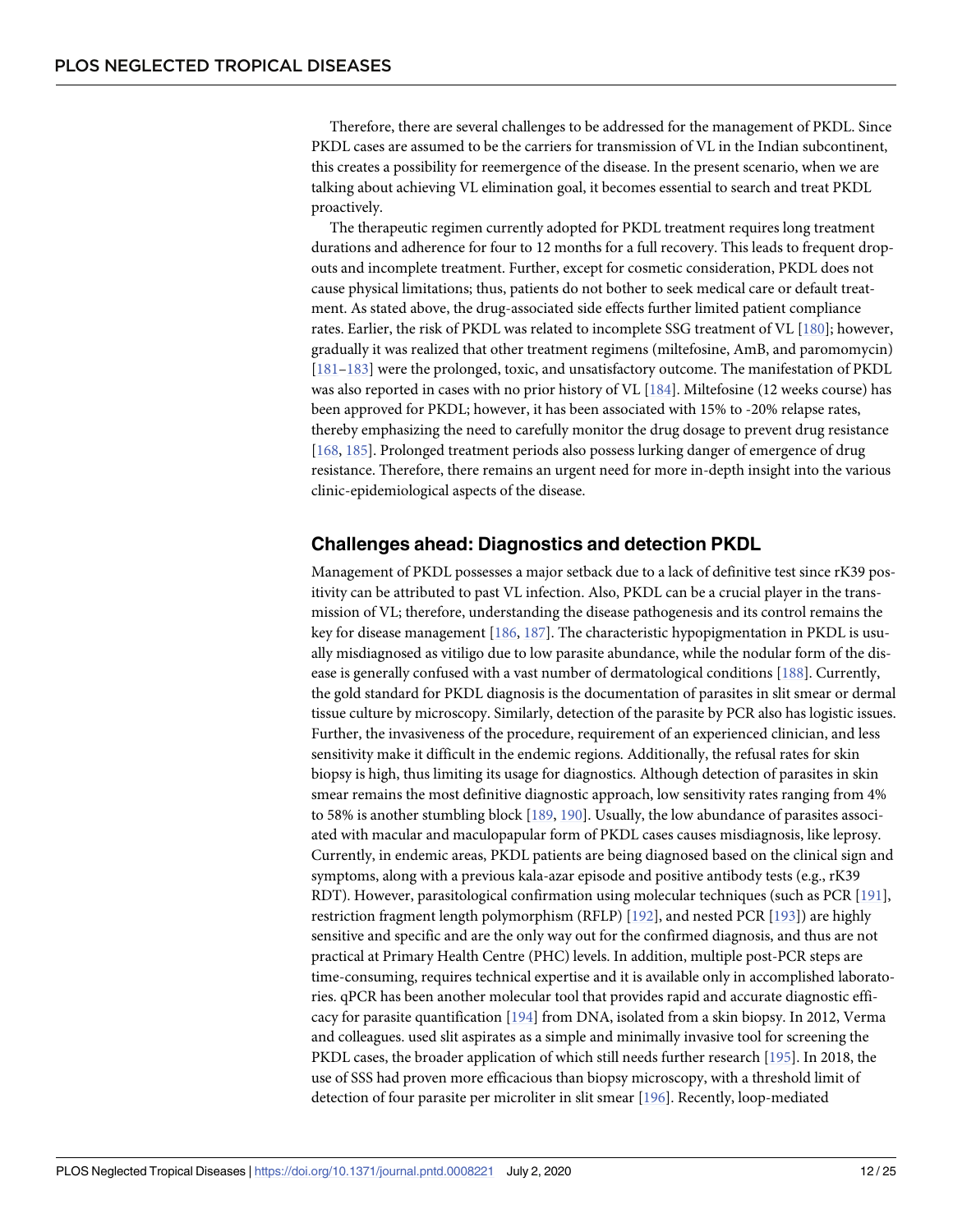Therefore, there are several challenges to be addressed for the management of PKDL. Since PKDL cases are assumed to be the carriers for transmission of VL in the Indian subcontinent, this creates a possibility for reemergence of the disease. In the present scenario, when we are talking about achieving VL elimination goal, it becomes essential to search and treat PKDL proactively.

The therapeutic regimen currently adopted for PKDL treatment requires long treatment durations and adherence for four to 12 months for a full recovery. This leads to frequent drop-outs and incomplete treatment. Further, except for cosmetic consideration, PKDL does not cause physical limitations; thus, patients do not bother to seek medical care or default treatment. As stated above, the drug-associated side effects further limited patient compliance rates. Earlier, the risk of PKDL was related to incomplete SSG treatment of VL [180]; however, gradually it was realized that other treatment regimens (miltefosine, AmB, and paromomycin) [181–183] were the prolonged, toxic, and unsatisfactory outcome. The manifestation of PKDL was also reported in cases with no prior history of VL [184]. Miltefosine (12 weeks course) has been approved for PKDL; however, it has been associated with 15% to -20% relapse rates, thereby emphasizing the need to carefully monitor the drug dosage to prevent drug resistance [168, 185]. Prolonged treatment periods also possess lurking danger of emergence of drug resistance. Therefore, there remains an urgent need for more in-depth insight into the various clinic-epidemiological aspects of the disease.

## Challenges ahead: Diagnostics and detection PKDL

Management of PKDL possesses a major setback due to a lack of definitive test since rK39 positivity can be attributed to past VL infection. Also, PKDL can be a crucial player in the transmission of VL; therefore, understanding the disease pathogenesis and its control remains the key for disease management [186, 187]. The characteristic hypopigmentation in PKDL is usually misdiagnosed as vitiligo due to low parasite abundance, while the nodular form of the disease is generally confused with a vast number of dermatological conditions [188]. Currently, the gold standard for PKDL diagnosis is the documentation of parasites in slit smear or dermal tissue culture by microscopy. Similarly, detection of the parasite by PCR also has logistic issues. Further, the invasiveness of the procedure, requirement of an experienced clinician, and less sensitivity make it difficult in the endemic regions. Additionally, the refusal rates for skin biopsy is high, thus limiting its usage for diagnostics. Although detection of parasites in skin smear remains the most definitive diagnostic approach, low sensitivity rates ranging from 4% to 58% is another stumbling block [189, 190]. Usually, the low abundance of parasites associated with macular and maculopapular form of PKDL cases causes misdiagnosis, like leprosy. Currently, in endemic areas, PKDL patients are being diagnosed based on the clinical sign and symptoms, along with a previous kala-azar episode and positive antibody tests (e.g., rK39 RDT). However, parasitological confirmation using molecular techniques (such as PCR [191], restriction fragment length polymorphism (RFLP) [192], and nested PCR [193]) are highly sensitive and specific and are the only way out for the confirmed diagnosis, and thus are not practical at Primary Health Centre (PHC) levels. In addition, multiple post-PCR steps are time-consuming, requires technical expertise and it is available only in accomplished laboratories. qPCR has been another molecular tool that provides rapid and accurate diagnostic efficacy for parasite quantification [194] from DNA, isolated from a skin biopsy. In 2012, Verma and colleagues. used slit aspirates as a simple and minimally invasive tool for screening the PKDL cases, the broader application of which still needs further research [195]. In 2018, the use of SSS had proven more efficacious than biopsy microscopy, with a threshold limit of detection of four parasite per microliter in slit smear [196]. Recently, loop-mediated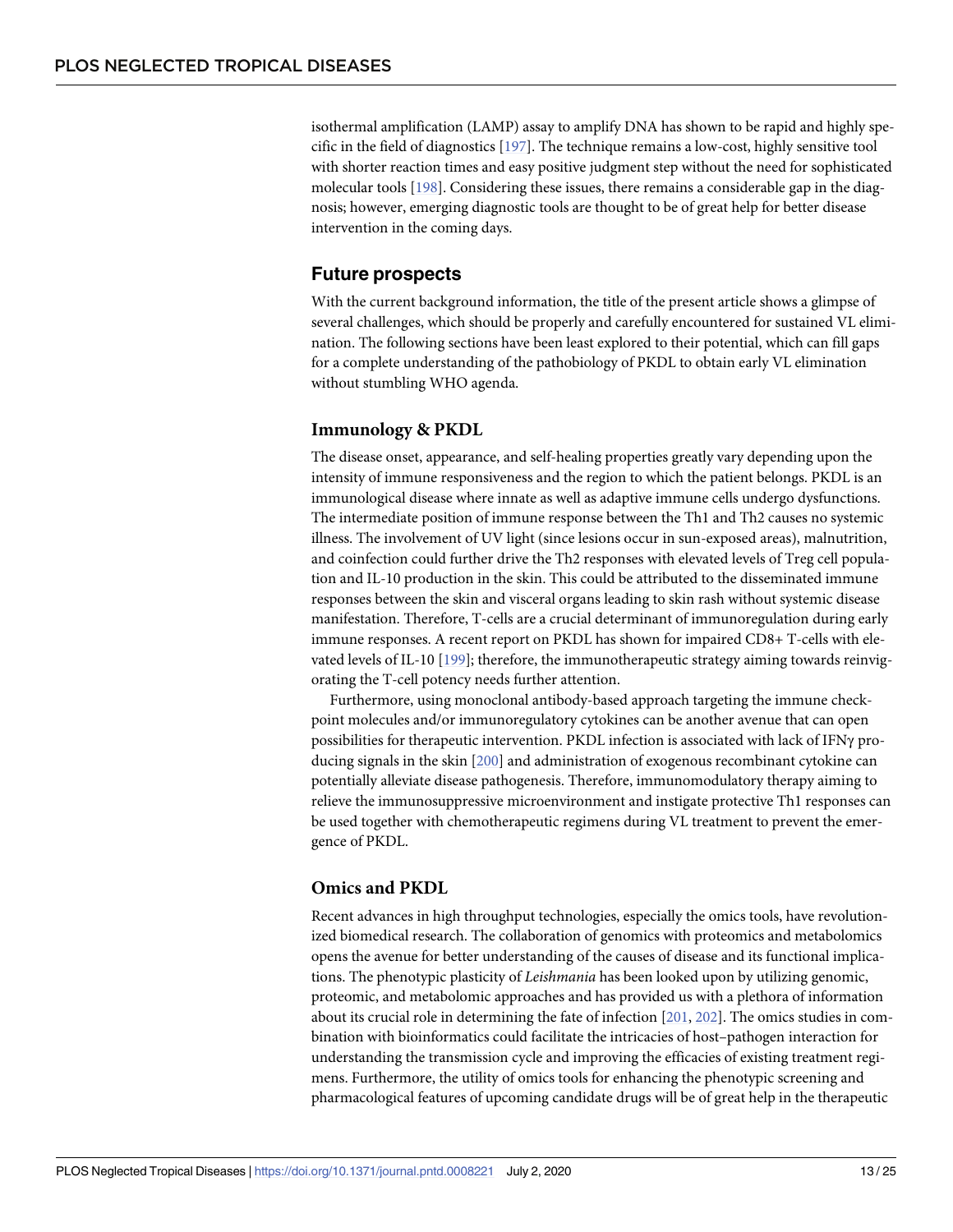isothermal amplification (LAMP) assay to amplify DNA has shown to be rapid and highly specific in the field of diagnostics [197]. The technique remains a low-cost, highly sensitive tool with shorter reaction times and easy positive judgment step without the need for sophisticated molecular tools [198]. Considering these issues, there remains a considerable gap in the diagnosis; however, emerging diagnostic tools are thought to be of great help for better disease intervention in the coming days.

## Future prospects

With the current background information, the title of the present article shows a glimpse of several challenges, which should be properly and carefully encountered for sustained VL elimination. The following sections have been least explored to their potential, which can fill gaps for a complete understanding of the pathobiology of PKDL to obtain early VL elimination without stumbling WHO agenda.

### Immunology & PKDL

The disease onset, appearance, and self-healing properties greatly vary depending upon the intensity of immune responsiveness and the region to which the patient belongs. PKDL is an immunological disease where innate as well as adaptive immune cells undergo dysfunctions. The intermediate position of immune response between the Th1 and Th2 causes no systemic illness. The involvement of UV light (since lesions occur in sun-exposed areas), malnutrition, and coinfection could further drive the Th2 responses with elevated levels of Treg cell population and IL-10 production in the skin. This could be attributed to the disseminated immune responses between the skin and visceral organs leading to skin rash without systemic disease manifestation. Therefore, T-cells are a crucial determinant of immunoregulation during early immune responses. A recent report on PKDL has shown for impaired CD8+ T-cells with elevated levels of IL-10 [199]; therefore, the immunotherapeutic strategy aiming towards reinvigorating the T-cell potency needs further attention.

Furthermore, using monoclonal antibody-based approach targeting the immune checkpoint molecules and/or immunoregulatory cytokines can be another avenue that can open possibilities for therapeutic intervention. PKDL infection is associated with lack of IFNγ producing signals in the skin [200] and administration of exogenous recombinant cytokine can potentially alleviate disease pathogenesis. Therefore, immunomodulatory therapy aiming to relieve the immunosuppressive microenvironment and instigate protective Th1 responses can be used together with chemotherapeutic regimens during VL treatment to prevent the emergence of PKDL.

### Omics and PKDL

Recent advances in high throughput technologies, especially the omics tools, have revolutionized biomedical research. The collaboration of genomics with proteomics and metabolomics opens the avenue for better understanding of the causes of disease and its functional implications. The phenotypic plasticity of *Leishmania* has been looked upon by utilizing genomic, proteomic, and metabolomic approaches and has provided us with a plethora of information about its crucial role in determining the fate of infection [201, 202]. The omics studies in combination with bioinformatics could facilitate the intricacies of host–pathogen interaction for understanding the transmission cycle and improving the efficacies of existing treatment regimens. Furthermore, the utility of omics tools for enhancing the phenotypic screening and pharmacological features of upcoming candidate drugs will be of great help in the therapeutic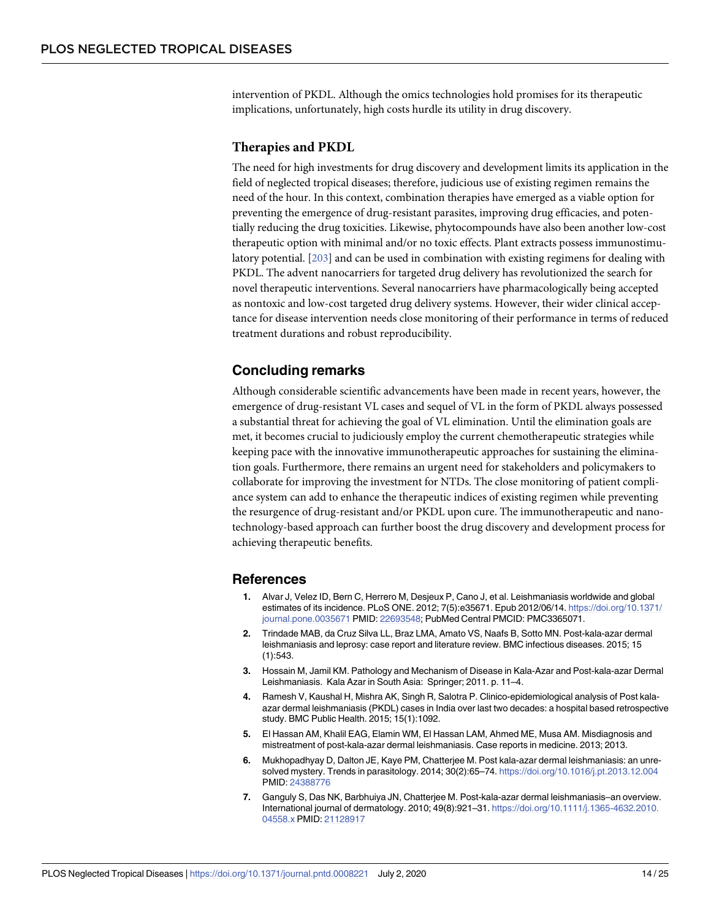intervention of PKDL. Although the omics technologies hold promises for its therapeutic implications, unfortunately, high costs hurdle its utility in drug discovery.

### Therapies and PKDL

The need for high investments for drug discovery and development limits its application in the field of neglected tropical diseases; therefore, judicious use of existing regimen remains the need of the hour. In this context, combination therapies have emerged as a viable option for preventing the emergence of drug-resistant parasites, improving drug efficacies, and potentially reducing the drug toxicities. Likewise, phytocompounds have also been another low-cost therapeutic option with minimal and/or no toxic effects. Plant extracts possess immunostimulatory potential. [203] and can be used in combination with existing regimens for dealing with PKDL. The advent nanocarriers for targeted drug delivery has revolutionized the search for novel therapeutic interventions. Several nanocarriers have pharmacologically being accepted as nontoxic and low-cost targeted drug delivery systems. However, their wider clinical acceptance for disease intervention needs close monitoring of their performance in terms of reduced treatment durations and robust reproducibility.

## Concluding remarks

Although considerable scientific advancements have been made in recent years, however, the emergence of drug-resistant VL cases and sequel of VL in the form of PKDL always possessed a substantial threat for achieving the goal of VL elimination. Until the elimination goals are met, it becomes crucial to judiciously employ the current chemotherapeutic strategies while keeping pace with the innovative immunotherapeutic approaches for sustaining the elimination goals. Furthermore, there remains an urgent need for stakeholders and policymakers to collaborate for improving the investment for NTDs. The close monitoring of patient compliance system can add to enhance the therapeutic indices of existing regimen while preventing the resurgence of drug-resistant and/or PKDL upon cure. The immunotherapeutic and nanotechnology-based approach can further boost the drug discovery and development process for achieving therapeutic benefits.

## References

1. Alvar J, Velez ID, Bern C, Herrero M, Desjeux P, Cano J, et al. Leishmaniasis worldwide and global estimates of its incidence. PLoS ONE. 2012; 7(5):e35671. Epub 2012/06/14. https://doi.org/10.1371/journal.pone.0035671 PMID: 22693548; PubMed Central PMCID: PMC3365071.
2. Trindade MAB, da Cruz Silva LL, Braz LMA, Amato VS, Naafs B, Sotto MN. Post-kala-azar dermal leishmaniasis and leprosy: case report and literature review. BMC infectious diseases. 2015; 15 (1):543.
3. Hossain M, Jamil KM. Pathology and Mechanism of Disease in Kala-Azar and Post-kala-azar Dermal Leishmaniasis. Kala Azar in South Asia: Springer; 2011. p. 11–4.
4. Ramesh V, Kaushal H, Mishra AK, Singh R, Salotra P. Clinico-epidemiological analysis of Post kala-azar dermal leishmaniasis (PKDL) cases in India over last two decades: a hospital based retrospective study. BMC Public Health. 2015; 15(1):1092.
5. El Hassan AM, Khalil EAG, Elamin WM, El Hassan LAM, Ahmed ME, Musa AM. Misdiagnosis and mistreatment of post-kala-azar dermal leishmaniasis. Case reports in medicine. 2013; 2013.
6. Mukhopadhyay D, Dalton JE, Kaye PM, Chatterjee M. Post kala-azar dermal leishmaniasis: an unresolved mystery. Trends in parasitology. 2014; 30(2):65–74. https://doi.org/10.1016/j.pt.2013.12.004 PMID: 24388776
7. Ganguly S, Das NK, Barbhuiya JN, Chatterjee M. Post-kala-azar dermal leishmaniasis–an overview. International journal of dermatology. 2010; 49(8):921–31. https://doi.org/10.1111/j.1365-4632.2010.04558.x PMID: 21128917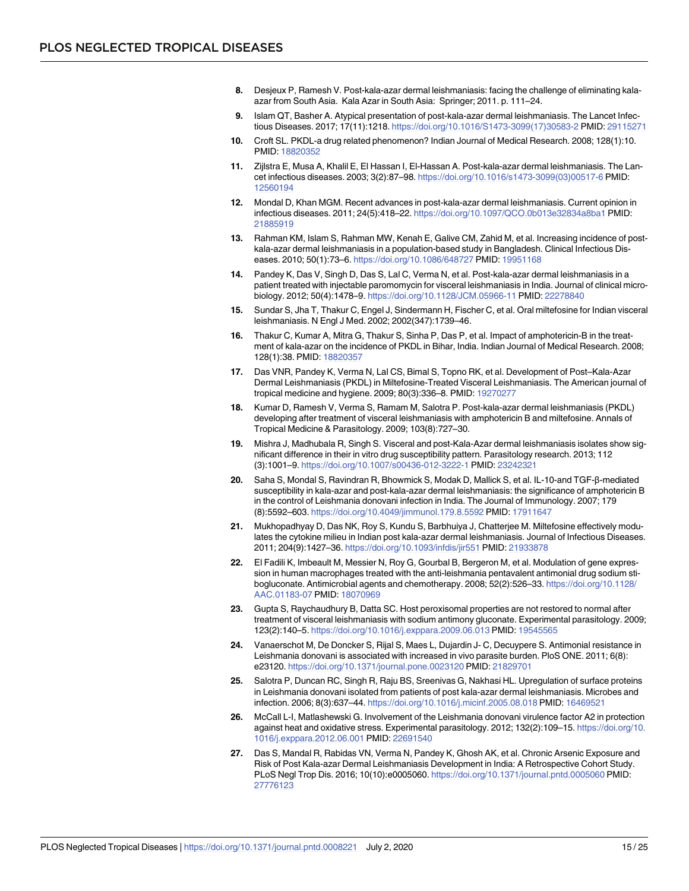8. Desjeux P, Ramesh V. Post-kala-azar dermal leishmaniasis: facing the challenge of eliminating kala-azar from South Asia. Kala Azar in South Asia: Springer; 2011. p. 111–24.
9. Islam QT, Basher A. Atypical presentation of post-kala-azar dermal leishmaniasis. The Lancet Infectious Diseases. 2017; 17(11):1218. https://doi.org/10.1016/S1473-3099(17)30583-2 PMID: 29115271
10. Croft SL. PKDL-a drug related phenomenon? Indian Journal of Medical Research. 2008; 128(1):10. PMID: 18820352
11. Zijlstra E, Musa A, Khalil E, El Hassan I, El-Hassan A. Post-kala-azar dermal leishmaniasis. The Lancet infectious diseases. 2003; 3(2):87–98. https://doi.org/10.1016/s1473-3099(03)00517-6 PMID: 12560194
12. Mondal D, Khan MGM. Recent advances in post-kala-azar dermal leishmaniasis. Current opinion in infectious diseases. 2011; 24(5):418–22. https://doi.org/10.1097/QCO.0b013e32834a8ba1 PMID: 21885919
13. Rahman KM, Islam S, Rahman MW, Kenah E, Galive CM, Zahid M, et al. Increasing incidence of post-kala-azar dermal leishmaniasis in a population-based study in Bangladesh. Clinical Infectious Diseases. 2010; 50(1):73–6. https://doi.org/10.1086/648727 PMID: 19951168
14. Pandey K, Das V, Singh D, Das S, Lal C, Verma N, et al. Post-kala-azar dermal leishmaniasis in a patient treated with injectable paromomycin for visceral leishmaniasis in India. Journal of clinical microbiology. 2012; 50(4):1478–9. https://doi.org/10.1128/JCM.05966-11 PMID: 22278840
15. Sundar S, Jha T, Thakur C, Engel J, Sindermann H, Fischer C, et al. Oral miltefosine for Indian visceral leishmaniasis. N Engl J Med. 2002; 2002(347):1739–46.
16. Thakur C, Kumar A, Mitra G, Thakur S, Sinha P, Das P, et al. Impact of amphotericin-B in the treatment of kala-azar on the incidence of PKDL in Bihar, India. Indian Journal of Medical Research. 2008; 128(1):38. PMID: 18820357
17. Das VNR, Pandey K, Verma N, Lal CS, Bimal S, Topno RK, et al. Development of Post–Kala-Azar Dermal Leishmaniasis (PKDL) in Miltefosine-Treated Visceral Leishmaniasis. The American journal of tropical medicine and hygiene. 2009; 80(3):336–8. PMID: 19270277
18. Kumar D, Ramesh V, Verma S, Ramam M, Salotra P. Post-kala-azar dermal leishmaniasis (PKDL) developing after treatment of visceral leishmaniasis with amphotericin B and miltefosine. Annals of Tropical Medicine & Parasitology. 2009; 103(8):727–30.
19. Mishra J, Madhubala R, Singh S. Visceral and post-Kala-Azar dermal leishmaniasis isolates show significant difference in their in vitro drug susceptibility pattern. Parasitology research. 2013; 112 (3):1001–9. https://doi.org/10.1007/s00436-012-3222-1 PMID: 23242321
20. Saha S, Mondal S, Ravindran R, Bhowmick S, Modak D, Mallick S, et al. IL-10-and TGF-β-mediated susceptibility in kala-azar and post-kala-azar dermal leishmaniasis: the significance of amphotericin B in the control of Leishmania donovani infection in India. The Journal of Immunology. 2007; 179 (8):5592–603. https://doi.org/10.4049/jimmunol.179.8.5592 PMID: 17911647
21. Mukhopadhyay D, Das NK, Roy S, Kundu S, Barbhuiya J, Chatterjee M. Miltefosine effectively modulates the cytokine milieu in Indian post kala-azar dermal leishmaniasis. Journal of Infectious Diseases. 2011; 204(9):1427–36. https://doi.org/10.1093/infdis/jir551 PMID: 21933878
22. El Fadili K, Imbeault M, Messier N, Roy G, Gourbal B, Bergeron M, et al. Modulation of gene expression in human macrophages treated with the anti-leishmania pentavalent antimonial drug sodium stibogluconate. Antimicrobial agents and chemotherapy. 2008; 52(2):526–33. https://doi.org/10.1128/AAC.01183-07 PMID: 18070969
23. Gupta S, Raychaudhury B, Datta SC. Host peroxisomal properties are not restored to normal after treatment of visceral leishmaniasis with sodium antimony gluconate. Experimental parasitology. 2009; 123(2):140–5. https://doi.org/10.1016/j.exppara.2009.06.013 PMID: 19545565
24. Vanaerschot M, De Doncker S, Rijal S, Maes L, Dujardin J- C, Decuypere S. Antimonial resistance in Leishmania donovani is associated with increased in vivo parasite burden. PloS ONE. 2011; 6(8): e23120. https://doi.org/10.1371/journal.pone.0023120 PMID: 21829701
25. Salotra P, Duncan RC, Singh R, Raju BS, Sreenivas G, Nakhasi HL. Upregulation of surface proteins in Leishmania donovani isolated from patients of post kala-azar dermal leishmaniasis. Microbes and infection. 2006; 8(3):637–44. https://doi.org/10.1016/j.micinf.2005.08.018 PMID: 16469521
26. McCall L-I, Matlashewski G. Involvement of the Leishmania donovani virulence factor A2 in protection against heat and oxidative stress. Experimental parasitology. 2012; 132(2):109–15. https://doi.org/10.1016/j.exppara.2012.06.001 PMID: 22691540
27. Das S, Mandal R, Rabidas VN, Verma N, Pandey K, Ghosh AK, et al. Chronic Arsenic Exposure and Risk of Post Kala-azar Dermal Leishmaniasis Development in India: A Retrospective Cohort Study. PLoS Negl Trop Dis. 2016; 10(10):e0005060. https://doi.org/10.1371/journal.pntd.0005060 PMID: 27776123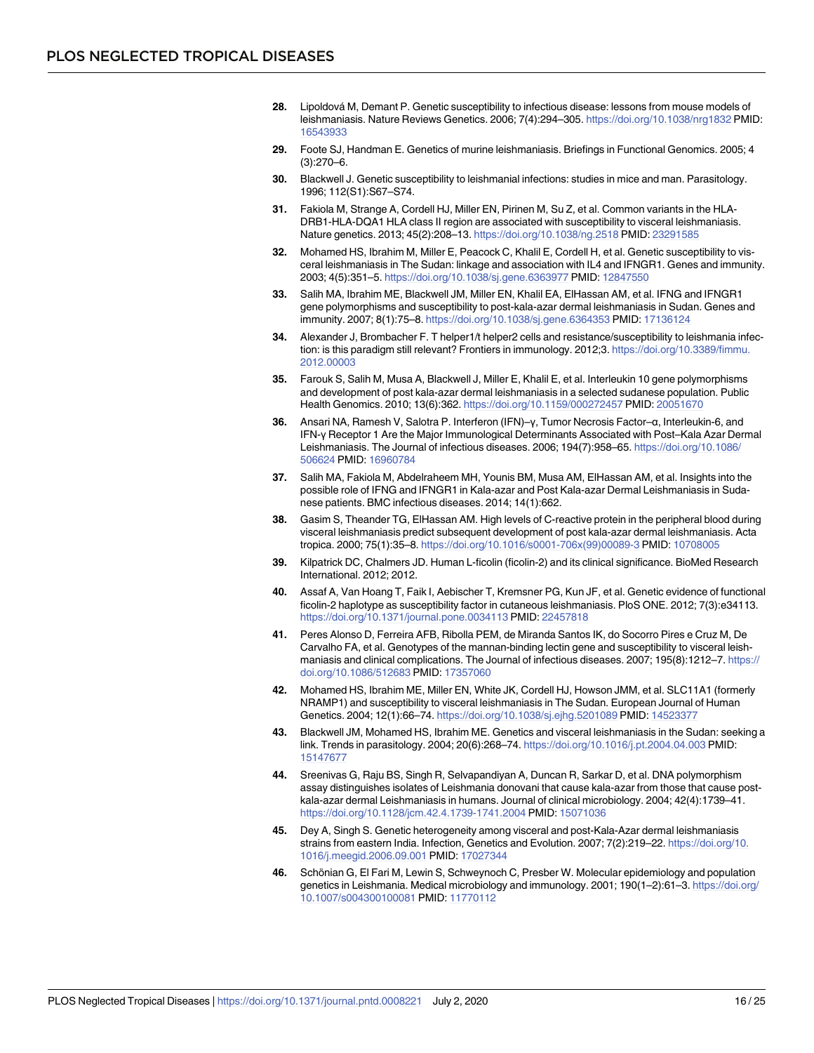28. Lipoldová M, Demant P. Genetic susceptibility to infectious disease: lessons from mouse models of leishmaniasis. Nature Reviews Genetics. 2006; 7(4):294–305. https://doi.org/10.1038/nrg1832 PMID: 16543933

29. Foote SJ, Handman E. Genetics of murine leishmaniasis. Briefings in Functional Genomics. 2005; 4 (3):270–6.

30. Blackwell J. Genetic susceptibility to leishmanial infections: studies in mice and man. Parasitology. 1996; 112(S1):S67–S74.

31. Fakiola M, Strange A, Cordell HJ, Miller EN, Pirinen M, Su Z, et al. Common variants in the HLA-DRB1-HLA-DQA1 HLA class II region are associated with susceptibility to visceral leishmaniasis. Nature genetics. 2013; 45(2):208–13. https://doi.org/10.1038/ng.2518 PMID: 23291585

32. Mohamed HS, Ibrahim M, Miller E, Peacock C, Khalil E, Cordell H, et al. Genetic susceptibility to visceral leishmaniasis in The Sudan: linkage and association with IL4 and IFNGR1. Genes and immunity. 2003; 4(5):351–5. https://doi.org/10.1038/sj.gene.6363977 PMID: 12847550

33. Salih MA, Ibrahim ME, Blackwell JM, Miller EN, Khalil EA, ElHassan AM, et al. IFNG and IFNGR1 gene polymorphisms and susceptibility to post-kala-azar dermal leishmaniasis in Sudan. Genes and immunity. 2007; 8(1):75–8. https://doi.org/10.1038/sj.gene.6364353 PMID: 17136124

34. Alexander J, Brombacher F. T helper1/t helper2 cells and resistance/susceptibility to leishmania infection: is this paradigm still relevant? Frontiers in immunology. 2012;3. https://doi.org/10.3389/fimmu.2012.00003

35. Farouk S, Salih M, Musa A, Blackwell J, Miller E, Khalil E, et al. Interleukin 10 gene polymorphisms and development of post kala-azar dermal leishmaniasis in a selected sudanese population. Public Health Genomics. 2010; 13(6):362. https://doi.org/10.1159/000272457 PMID: 20051670

36. Ansari NA, Ramesh V, Salotra P. Interferon (IFN)–γ, Tumor Necrosis Factor–α, Interleukin-6, and IFN-γ Receptor 1 Are the Major Immunological Determinants Associated with Post–Kala Azar Dermal Leishmaniasis. The Journal of infectious diseases. 2006; 194(7):958–65. https://doi.org/10.1086/506624 PMID: 16960784

37. Salih MA, Fakiola M, Abdelraheem MH, Younis BM, Musa AM, ElHassan AM, et al. Insights into the possible role of IFNG and IFNGR1 in Kala-azar and Post Kala-azar Dermal Leishmaniasis in Sudanese patients. BMC infectious diseases. 2014; 14(1):662.

38. Gasim S, Theander TG, ElHassan AM. High levels of C-reactive protein in the peripheral blood during visceral leishmaniasis predict subsequent development of post kala-azar dermal leishmaniasis. Acta tropica. 2000; 75(1):35–8. https://doi.org/10.1016/s0001-706x(99)00089-3 PMID: 10708005

39. Kilpatrick DC, Chalmers JD. Human L-ficolin (ficolin-2) and its clinical significance. BioMed Research International. 2012; 2012.

40. Assaf A, Van Hoang T, Faik I, Aebischer T, Kremsner PG, Kun JF, et al. Genetic evidence of functional ficolin-2 haplotype as susceptibility factor in cutaneous leishmaniasis. PloS ONE. 2012; 7(3):e34113. https://doi.org/10.1371/journal.pone.0034113 PMID: 22457818

41. Peres Alonso D, Ferreira AFB, Ribolla PEM, de Miranda Santos IK, do Socorro Pires e Cruz M, De Carvalho FA, et al. Genotypes of the mannan-binding lectin gene and susceptibility to visceral leishmaniasis and clinical complications. The Journal of infectious diseases. 2007; 195(8):1212–7. https://doi.org/10.1086/512683 PMID: 17357060

42. Mohamed HS, Ibrahim ME, Miller EN, White JK, Cordell HJ, Howson JMM, et al. SLC11A1 (formerly NRAMP1) and susceptibility to visceral leishmaniasis in The Sudan. European Journal of Human Genetics. 2004; 12(1):66–74. https://doi.org/10.1038/sj.ejhg.5201089 PMID: 14523377

43. Blackwell JM, Mohamed HS, Ibrahim ME. Genetics and visceral leishmaniasis in the Sudan: seeking a link. Trends in parasitology. 2004; 20(6):268–74. https://doi.org/10.1016/j.pt.2004.04.003 PMID: 15147677

44. Sreenivas G, Raju BS, Singh R, Selvapandiyan A, Duncan R, Sarkar D, et al. DNA polymorphism assay distinguishes isolates of Leishmania donovani that cause kala-azar from those that cause post-kala-azar dermal Leishmaniasis in humans. Journal of clinical microbiology. 2004; 42(4):1739–41. https://doi.org/10.1128/jcm.42.4.1739-1741.2004 PMID: 15071036

45. Dey A, Singh S. Genetic heterogeneity among visceral and post-Kala-Azar dermal leishmaniasis strains from eastern India. Infection, Genetics and Evolution. 2007; 7(2):219–22. https://doi.org/10.1016/j.meegid.2006.09.001 PMID: 17027344

46. Schönian G, El Fari M, Lewin S, Schweynoch C, Presber W. Molecular epidemiology and population genetics in Leishmania. Medical microbiology and immunology. 2001; 190(1–2):61–3. https://doi.org/10.1007/s004300100081 PMID: 11770112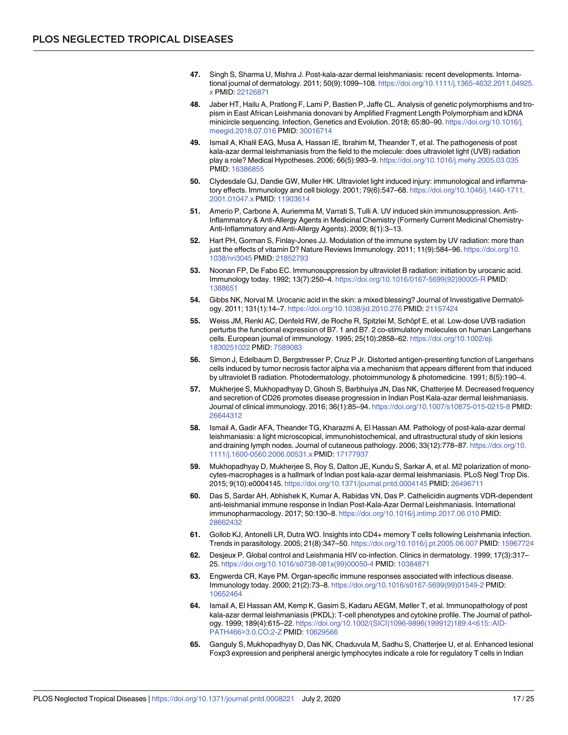47. Singh S, Sharma U, Mishra J. Post-kala-azar dermal leishmaniasis: recent developments. International journal of dermatology. 2011; 50(9):1099–108. https://doi.org/10.1111/j.1365-4632.2011.04925.x PMID: 22126871

48. Jaber HT, Hailu A, Pratlong F, Lami P, Bastien P, Jaffe CL. Analysis of genetic polymorphisms and tropism in East African Leishmania donovani by Amplified Fragment Length Polymorphism and kDNA minicircle sequencing. Infection, Genetics and Evolution. 2018; 65:80–90. https://doi.org/10.1016/j.meegid.2018.07.016 PMID: 30016714

49. Ismail A, Khalil EAG, Musa A, Hassan IE, Ibrahim M, Theander T, et al. The pathogenesis of post kala-azar dermal leishmaniasis from the field to the molecule: does ultraviolet light (UVB) radiation play a role? Medical Hypotheses. 2006; 66(5):993–9. https://doi.org/10.1016/j.mehy.2005.03.035 PMID: 16386855

50. Clydesdale GJ, Dandie GW, Muller HK. Ultraviolet light induced injury: immunological and inflammatory effects. Immunology and cell biology. 2001; 79(6):547–68. https://doi.org/10.1046/j.1440-1711.2001.01047.x PMID: 11903614

51. Amerio P, Carbone A, Auriemma M, Varrati S, Tulli A. UV induced skin immunosuppression. Anti-Inflammatory & Anti-Allergy Agents in Medicinal Chemistry (Formerly Current Medicinal Chemistry-Anti-Inflammatory and Anti-Allergy Agents). 2009; 8(1):3–13.

52. Hart PH, Gorman S, Finlay-Jones JJ. Modulation of the immune system by UV radiation: more than just the effects of vitamin D? Nature Reviews Immunology. 2011; 11(9):584–96. https://doi.org/10.1038/nri3045 PMID: 21852793

53. Noonan FP, De Fabo EC. Immunosuppression by ultraviolet B radiation: initiation by urocanic acid. Immunology today. 1992; 13(7):250–4. https://doi.org/10.1016/0167-5699(92)90005-R PMID: 1388651

54. Gibbs NK, Norval M. Urocanic acid in the skin: a mixed blessing? Journal of Investigative Dermatology. 2011; 131(1):14–7. https://doi.org/10.1038/jid.2010.276 PMID: 21157424

55. Weiss JM, Renkl AC, Denfeld RW, de Roche R, Spitzlei M, Schöpf E, et al. Low-dose UVB radiation perturbs the functional expression of B7. 1 and B7. 2 co-stimulatory molecules on human Langerhans cells. European journal of immunology. 1995; 25(10):2858–62. https://doi.org/10.1002/eji.1830251022 PMID: 7589083

56. Simon J, Edelbaum D, Bergstresser P, Cruz P Jr. Distorted antigen-presenting function of Langerhans cells induced by tumor necrosis factor alpha via a mechanism that appears different from that induced by ultraviolet B radiation. Photodermatology, photoimmunology & photomedicine. 1991; 8(5):190–4.

57. Mukherjee S, Mukhopadhyay D, Ghosh S, Barbhuiya JN, Das NK, Chatterjee M. Decreased frequency and secretion of CD26 promotes disease progression in Indian Post Kala-azar dermal leishmaniasis. Journal of clinical immunology. 2016; 36(1):85–94. https://doi.org/10.1007/s10875-015-0215-8 PMID: 26644312

58. Ismail A, Gadir AFA, Theander TG, Kharazmi A, El Hassan AM. Pathology of post-kala-azar dermal leishmaniasis: a light microscopical, immunohistochemical, and ultrastructural study of skin lesions and draining lymph nodes. Journal of cutaneous pathology. 2006; 33(12):778–87. https://doi.org/10.1111/j.1600-0560.2006.00531.x PMID: 17177937

59. Mukhopadhyay D, Mukherjee S, Roy S, Dalton JE, Kundu S, Sarkar A, et al. M2 polarization of monocytes-macrophages is a hallmark of Indian post kala-azar dermal leishmaniasis. PLoS Negl Trop Dis. 2015; 9(10):e0004145. https://doi.org/10.1371/journal.pntd.0004145 PMID: 26496711

60. Das S, Sardar AH, Abhishek K, Kumar A, Rabidas VN, Das P. Cathelicidin augments VDR-dependent anti-leishmanial immune response in Indian Post-Kala-Azar Dermal Leishmaniasis. International immunopharmacology. 2017; 50:130–8. https://doi.org/10.1016/j.intimp.2017.06.010 PMID: 28662432

61. Gollob KJ, Antonelli LR, Dutra WO. Insights into CD4+ memory T cells following Leishmania infection. Trends in parasitology. 2005; 21(8):347–50. https://doi.org/10.1016/j.pt.2005.06.007 PMID: 15967724

62. Desjeux P. Global control and Leishmania HIV co-infection. Clinics in dermatology. 1999; 17(3):317–25. https://doi.org/10.1016/s0738-081x(99)00050-4 PMID: 10384871

63. Engwerda CR, Kaye PM. Organ-specific immune responses associated with infectious disease. Immunology today. 2000; 21(2):73–8. https://doi.org/10.1016/s0167-5699(99)01549-2 PMID: 10652464

64. Ismail A, El Hassan AM, Kemp K, Gasim S, Kadaru AEGM, Møller T, et al. Immunopathology of post kala-azar dermal leishmaniasis (PKDL): T-cell phenotypes and cytokine profile. The Journal of pathology. 1999; 189(4):615–22. https://doi.org/10.1002/(SICI)1096-9896(199912)189:4<615::AID-PATH466>3.0.CO;2-Z PMID: 10629566

65. Ganguly S, Mukhopadhyay D, Das NK, Chaduvula M, Sadhu S, Chatterjee U, et al. Enhanced lesional Foxp3 expression and peripheral anergic lymphocytes indicate a role for regulatory T cells in Indian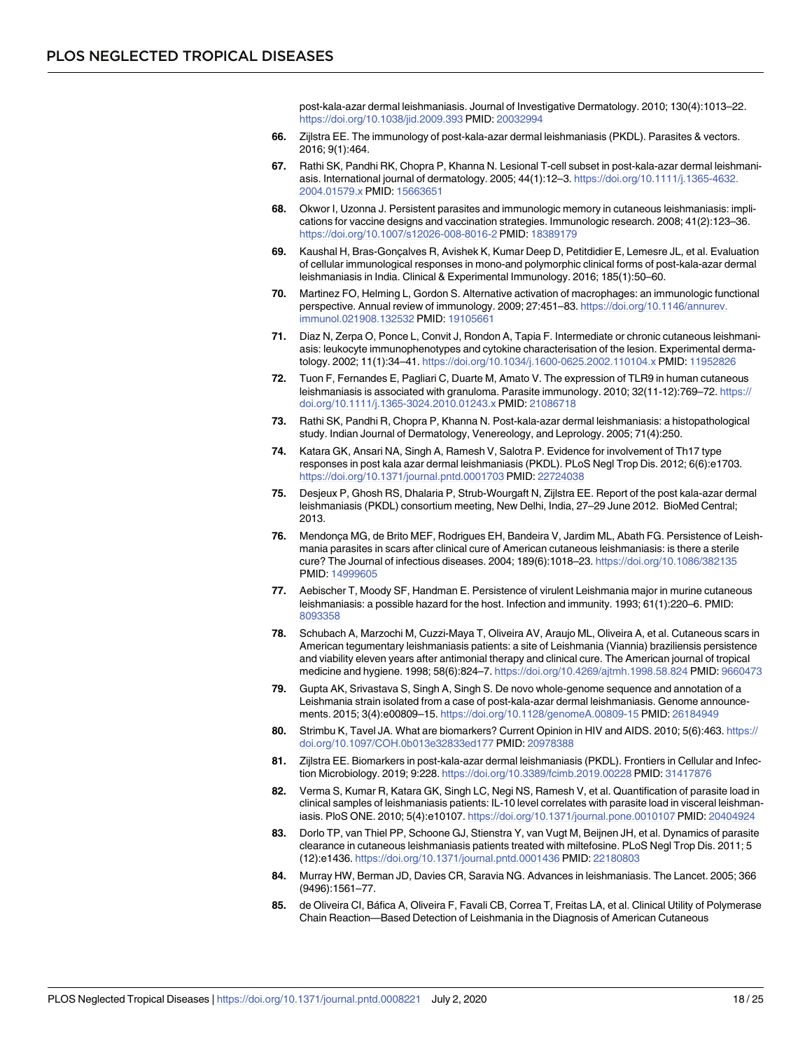post-kala-azar dermal leishmaniasis. Journal of Investigative Dermatology. 2010; 130(4):1013–22. https://doi.org/10.1038/jid.2009.393 PMID: 20032994

66. Zijlstra EE. The immunology of post-kala-azar dermal leishmaniasis (PKDL). Parasites & vectors. 2016; 9(1):464.

67. Rathi SK, Pandhi RK, Chopra P, Khanna N. Lesional T-cell subset in post-kala-azar dermal leishmaniasis. International journal of dermatology. 2005; 44(1):12–3. https://doi.org/10.1111/j.1365-4632.2004.01579.x PMID: 15663651

68. Okwor I, Uzonna J. Persistent parasites and immunologic memory in cutaneous leishmaniasis: implications for vaccine designs and vaccination strategies. Immunologic research. 2008; 41(2):123–36. https://doi.org/10.1007/s12026-008-8016-2 PMID: 18389179

69. Kaushal H, Bras-Gonçalves R, Avishek K, Kumar Deep D, Petitdidier E, Lemesre JL, et al. Evaluation of cellular immunological responses in mono-and polymorphic clinical forms of post-kala-azar dermal leishmaniasis in India. Clinical & Experimental Immunology. 2016; 185(1):50–60.

70. Martinez FO, Helming L, Gordon S. Alternative activation of macrophages: an immunologic functional perspective. Annual review of immunology. 2009; 27:451–83. https://doi.org/10.1146/annurev.immunol.021908.132532 PMID: 19105661

71. Diaz N, Zerpa O, Ponce L, Convit J, Rondon A, Tapia F. Intermediate or chronic cutaneous leishmaniasis: leukocyte immunophenotypes and cytokine characterisation of the lesion. Experimental dermatology. 2002; 11(1):34–41. https://doi.org/10.1034/j.1600-0625.2002.110104.x PMID: 11952826

72. Tuon F, Fernandes E, Pagliari C, Duarte M, Amato V. The expression of TLR9 in human cutaneous leishmaniasis is associated with granuloma. Parasite immunology. 2010; 32(11-12):769–72. https://doi.org/10.1111/j.1365-3024.2010.01243.x PMID: 21086718

73. Rathi SK, Pandhi R, Chopra P, Khanna N. Post-kala-azar dermal leishmaniasis: a histopathological study. Indian Journal of Dermatology, Venereology, and Leprology. 2005; 71(4):250.

74. Katara GK, Ansari NA, Singh A, Ramesh V, Salotra P. Evidence for involvement of Th17 type responses in post kala azar dermal leishmaniasis (PKDL). PLoS Negl Trop Dis. 2012; 6(6):e1703. https://doi.org/10.1371/journal.pntd.0001703 PMID: 22724038

75. Desjeux P, Ghosh RS, Dhalaria P, Strub-Wourgaft N, Zijlstra EE. Report of the post kala-azar dermal leishmaniasis (PKDL) consortium meeting, New Delhi, India, 27–29 June 2012. BioMed Central; 2013.

76. Mendonça MG, de Brito MEF, Rodrigues EH, Bandeira V, Jardim ML, Abath FG. Persistence of Leishmania parasites in scars after clinical cure of American cutaneous leishmaniasis: is there a sterile cure? The Journal of infectious diseases. 2004; 189(6):1018–23. https://doi.org/10.1086/382135 PMID: 14999605

77. Aebischer T, Moody SF, Handman E. Persistence of virulent Leishmania major in murine cutaneous leishmaniasis: a possible hazard for the host. Infection and immunity. 1993; 61(1):220–6. PMID: 8093358

78. Schubach A, Marzochi M, Cuzzi-Maya T, Oliveira AV, Araujo ML, Oliveira A, et al. Cutaneous scars in American tegumentary leishmaniasis patients: a site of Leishmania (Viannia) braziliensis persistence and viability eleven years after antimonial therapy and clinical cure. The American journal of tropical medicine and hygiene. 1998; 58(6):824–7. https://doi.org/10.4269/ajtmh.1998.58.824 PMID: 9660473

79. Gupta AK, Srivastava S, Singh A, Singh S. De novo whole-genome sequence and annotation of a Leishmania strain isolated from a case of post-kala-azar dermal leishmaniasis. Genome announcements. 2015; 3(4):e00809–15. https://doi.org/10.1128/genomeA.00809-15 PMID: 26184949

80. Strimbu K, Tavel JA. What are biomarkers? Current Opinion in HIV and AIDS. 2010; 5(6):463. https://doi.org/10.1097/COH.0b013e32833ed177 PMID: 20978388

81. Zijlstra EE. Biomarkers in post-kala-azar dermal leishmaniasis (PKDL). Frontiers in Cellular and Infection Microbiology. 2019; 9:228. https://doi.org/10.3389/fcimb.2019.00228 PMID: 31417876

82. Verma S, Kumar R, Katara GK, Singh LC, Negi NS, Ramesh V, et al. Quantification of parasite load in clinical samples of leishmaniasis patients: IL-10 level correlates with parasite load in visceral leishmaniasis. PloS ONE. 2010; 5(4):e10107. https://doi.org/10.1371/journal.pone.0010107 PMID: 20404924

83. Dorlo TP, van Thiel PP, Schoone GJ, Stienstra Y, van Vugt M, Beijnen JH, et al. Dynamics of parasite clearance in cutaneous leishmaniasis patients treated with miltefosine. PLoS Negl Trop Dis. 2011; 5 (12):e1436. https://doi.org/10.1371/journal.pntd.0001436 PMID: 22180803

84. Murray HW, Berman JD, Davies CR, Saravia NG. Advances in leishmaniasis. The Lancet. 2005; 366 (9496):1561–77.

85. de Oliveira CI, Báfica A, Oliveira F, Favali CB, Correa T, Freitas LA, et al. Clinical Utility of Polymerase Chain Reaction—Based Detection of Leishmania in the Diagnosis of American Cutaneous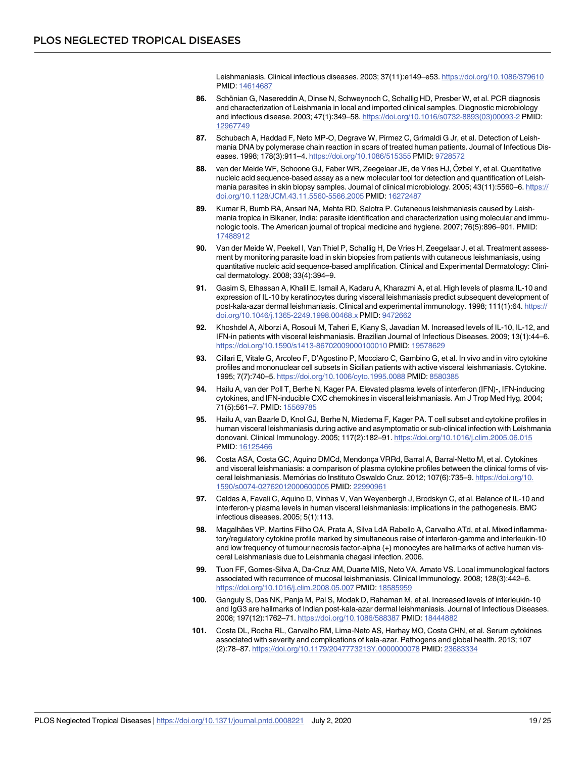Leishmaniasis. Clinical infectious diseases. 2003; 37(11):e149–e53. https://doi.org/10.1086/379610 PMID: 14614687

86. Schönian G, Nasereddin A, Dinse N, Schweynoch C, Schallig HD, Presber W, et al. PCR diagnosis and characterization of Leishmania in local and imported clinical samples. Diagnostic microbiology and infectious disease. 2003; 47(1):349–58. https://doi.org/10.1016/s0732-8893(03)00093-2 PMID: 12967749

87. Schubach A, Haddad F, Neto MP-O, Degrave W, Pirmez C, Grimaldi G Jr, et al. Detection of Leishmania DNA by polymerase chain reaction in scars of treated human patients. Journal of Infectious Diseases. 1998; 178(3):911–4. https://doi.org/10.1086/515355 PMID: 9728572

88. van der Meide WF, Schoone GJ, Faber WR, Zeegelaar JE, de Vries HJ, Özbel Y, et al. Quantitative nucleic acid sequence-based assay as a new molecular tool for detection and quantification of Leishmania parasites in skin biopsy samples. Journal of clinical microbiology. 2005; 43(11):5560–6. https://doi.org/10.1128/JCM.43.11.5560-5566.2005 PMID: 16272487

89. Kumar R, Bumb RA, Ansari NA, Mehta RD, Salotra P. Cutaneous leishmaniasis caused by Leishmania tropica in Bikaner, India: parasite identification and characterization using molecular and immunologic tools. The American journal of tropical medicine and hygiene. 2007; 76(5):896–901. PMID: 17488912

90. Van der Meide W, Peekel I, Van Thiel P, Schallig H, De Vries H, Zeegelaar J, et al. Treatment assessment by monitoring parasite load in skin biopsies from patients with cutaneous leishmaniasis, using quantitative nucleic acid sequence-based amplification. Clinical and Experimental Dermatology: Clinical dermatology. 2008; 33(4):394–9.

91. Gasim S, Elhassan A, Khalil E, Ismail A, Kadaru A, Kharazmi A, et al. High levels of plasma IL-10 and expression of IL-10 by keratinocytes during visceral leishmaniasis predict subsequent development of post-kala-azar dermal leishmaniasis. Clinical and experimental immunology. 1998; 111(1):64. https://doi.org/10.1046/j.1365-2249.1998.00468.x PMID: 9472662

92. Khoshdel A, Alborzi A, Rosouli M, Taheri E, Kiany S, Javadian M. Increased levels of IL-10, IL-12, and IFN-in patients with visceral leishmaniasis. Brazilian Journal of Infectious Diseases. 2009; 13(1):44–6. https://doi.org/10.1590/s1413-86702009000100010 PMID: 19578629

93. Cillari E, Vitale G, Arcoleo F, D'Agostino P, Mocciaro C, Gambino G, et al. In vivo and in vitro cytokine profiles and mononuclear cell subsets in Sicilian patients with active visceral leishmaniasis. Cytokine. 1995; 7(7):740–5. https://doi.org/10.1006/cyto.1995.0088 PMID: 8580385

94. Hailu A, van der Poll T, Berhe N, Kager PA. Elevated plasma levels of interferon (IFN)-, IFN-inducing cytokines, and IFN-inducible CXC chemokines in visceral leishmaniasis. Am J Trop Med Hyg. 2004; 71(5):561–7. PMID: 15569785

95. Hailu A, van Baarle D, Knol GJ, Berhe N, Miedema F, Kager PA. T cell subset and cytokine profiles in human visceral leishmaniasis during active and asymptomatic or sub-clinical infection with Leishmania donovani. Clinical Immunology. 2005; 117(2):182–91. https://doi.org/10.1016/j.clim.2005.06.015 PMID: 16125466

96. Costa ASA, Costa GC, Aquino DMCd, Mendonça VRRd, Barral A, Barral-Netto M, et al. Cytokines and visceral leishmaniasis: a comparison of plasma cytokine profiles between the clinical forms of visceral leishmaniasis. Memórias do Instituto Oswaldo Cruz. 2012; 107(6):735–9. https://doi.org/10.1590/s0074-02762012000600005 PMID: 22990961

97. Caldas A, Favali C, Aquino D, Vinhas V, Van Weyenbergh J, Brodskyn C, et al. Balance of IL-10 and interferon-γ plasma levels in human visceral leishmaniasis: implications in the pathogenesis. BMC infectious diseases. 2005; 5(1):113.

98. Magalhães VP, Martins Filho OA, Prata A, Silva LdA Rabello A, Carvalho ATd, et al. Mixed inflammatory/regulatory cytokine profile marked by simultaneous raise of interferon-gamma and interleukin-10 and low frequency of tumour necrosis factor-alpha (+) monocytes are hallmarks of active human visceral Leishmaniasis due to Leishmania chagasi infection. 2006.

99. Tuon FF, Gomes-Silva A, Da-Cruz AM, Duarte MIS, Neto VA, Amato VS. Local immunological factors associated with recurrence of mucosal leishmaniasis. Clinical Immunology. 2008; 128(3):442–6. https://doi.org/10.1016/j.clim.2008.05.007 PMID: 18585959

100. Ganguly S, Das NK, Panja M, Pal S, Modak D, Rahaman M, et al. Increased levels of interleukin-10 and IgG3 are hallmarks of Indian post-kala-azar dermal leishmaniasis. Journal of Infectious Diseases. 2008; 197(12):1762–71. https://doi.org/10.1086/588387 PMID: 18444882

101. Costa DL, Rocha RL, Carvalho RM, Lima-Neto AS, Harhay MO, Costa CHN, et al. Serum cytokines associated with severity and complications of kala-azar. Pathogens and global health. 2013; 107 (2):78–87. https://doi.org/10.1179/2047773213Y.0000000078 PMID: 23683334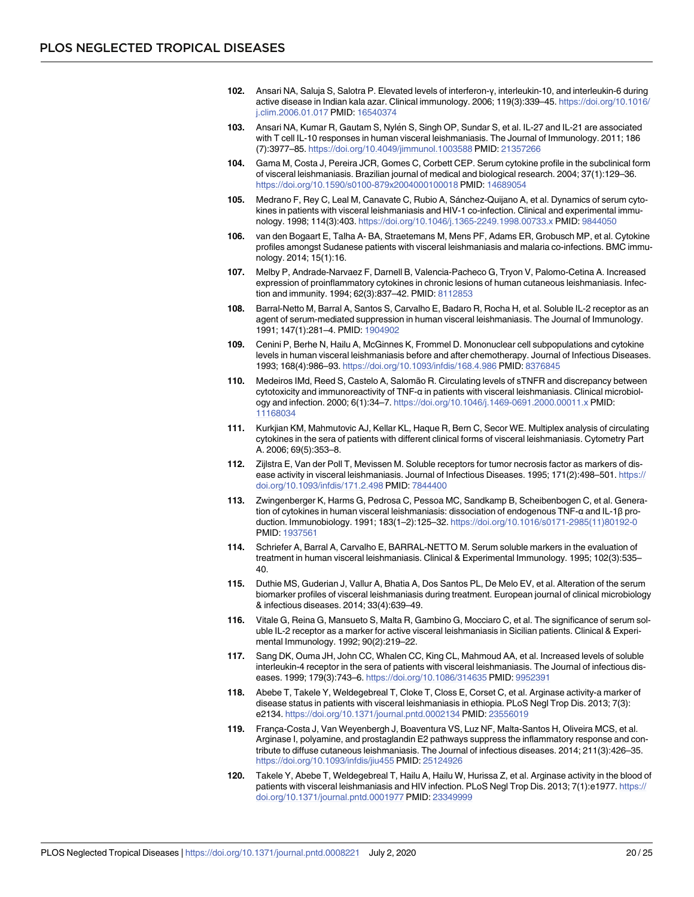102. Ansari NA, Saluja S, Salotra P. Elevated levels of interferon-γ, interleukin-10, and interleukin-6 during active disease in Indian kala azar. Clinical immunology. 2006; 119(3):339–45. https://doi.org/10.1016/j.clim.2006.01.017 PMID: 16540374

103. Ansari NA, Kumar R, Gautam S, Nylén S, Singh OP, Sundar S, et al. IL-27 and IL-21 are associated with T cell IL-10 responses in human visceral leishmaniasis. The Journal of Immunology. 2011; 186 (7):3977–85. https://doi.org/10.4049/jimmunol.1003588 PMID: 21357266

104. Gama M, Costa J, Pereira JCR, Gomes C, Corbett CEP. Serum cytokine profile in the subclinical form of visceral leishmaniasis. Brazilian journal of medical and biological research. 2004; 37(1):129–36. https://doi.org/10.1590/s0100-879x2004000100018 PMID: 14689054

105. Medrano F, Rey C, Leal M, Canavate C, Rubio A, Sánchez-Quijano A, et al. Dynamics of serum cytokines in patients with visceral leishmaniasis and HIV-1 co-infection. Clinical and experimental immunology. 1998; 114(3):403. https://doi.org/10.1046/j.1365-2249.1998.00733.x PMID: 9844050

106. van den Bogaart E, Talha A- BA, Straetemans M, Mens PF, Adams ER, Grobusch MP, et al. Cytokine profiles amongst Sudanese patients with visceral leishmaniasis and malaria co-infections. BMC immunology. 2014; 15(1):16.

107. Melby P, Andrade-Narvaez F, Darnell B, Valencia-Pacheco G, Tryon V, Palomo-Cetina A. Increased expression of proinflammatory cytokines in chronic lesions of human cutaneous leishmaniasis. Infection and immunity. 1994; 62(3):837–42. PMID: 8112853

108. Barral-Netto M, Barral A, Santos S, Carvalho E, Badaro R, Rocha H, et al. Soluble IL-2 receptor as an agent of serum-mediated suppression in human visceral leishmaniasis. The Journal of Immunology. 1991; 147(1):281–4. PMID: 1904902

109. Cenini P, Berhe N, Hailu A, McGinnes K, Frommel D. Mononuclear cell subpopulations and cytokine levels in human visceral leishmaniasis before and after chemotherapy. Journal of Infectious Diseases. 1993; 168(4):986–93. https://doi.org/10.1093/infdis/168.4.986 PMID: 8376845

110. Medeiros IMd, Reed S, Castelo A, Salomão R. Circulating levels of sTNFR and discrepancy between cytotoxicity and immunoreactivity of TNF-α in patients with visceral leishmaniasis. Clinical microbiology and infection. 2000; 6(1):34–7. https://doi.org/10.1046/j.1469-0691.2000.00011.x PMID: 11168034

111. Kurkjian KM, Mahmutovic AJ, Kellar KL, Haque R, Bern C, Secor WE. Multiplex analysis of circulating cytokines in the sera of patients with different clinical forms of visceral leishmaniasis. Cytometry Part A. 2006; 69(5):353–8.

112. Zijlstra E, Van der Poll T, Mevissen M. Soluble receptors for tumor necrosis factor as markers of disease activity in visceral leishmaniasis. Journal of Infectious Diseases. 1995; 171(2):498–501. https://doi.org/10.1093/infdis/171.2.498 PMID: 7844400

113. Zwingenberger K, Harms G, Pedrosa C, Pessoa MC, Sandkamp B, Scheibenbogen C, et al. Generation of cytokines in human visceral leishmaniasis: dissociation of endogenous TNF-α and IL-1β production. Immunobiology. 1991; 183(1–2):125–32. https://doi.org/10.1016/s0171-2985(11)80192-0 PMID: 1937561

114. Schriefer A, Barral A, Carvalho E, BARRAL-NETTO M. Serum soluble markers in the evaluation of treatment in human visceral leishmaniasis. Clinical & Experimental Immunology. 1995; 102(3):535–40.

115. Duthie MS, Guderian J, Vallur A, Bhatia A, Dos Santos PL, De Melo EV, et al. Alteration of the serum biomarker profiles of visceral leishmaniasis during treatment. European journal of clinical microbiology & infectious diseases. 2014; 33(4):639–49.

116. Vitale G, Reina G, Mansueto S, Malta R, Gambino G, Mocciaro C, et al. The significance of serum soluble IL-2 receptor as a marker for active visceral leishmaniasis in Sicilian patients. Clinical & Experimental Immunology. 1992; 90(2):219–22.

117. Sang DK, Ouma JH, John CC, Whalen CC, King CL, Mahmoud AA, et al. Increased levels of soluble interleukin-4 receptor in the sera of patients with visceral leishmaniasis. The Journal of infectious diseases. 1999; 179(3):743–6. https://doi.org/10.1086/314635 PMID: 9952391

118. Abebe T, Takele Y, Weldegebreal T, Cloke T, Closs E, Corset C, et al. Arginase activity-a marker of disease status in patients with visceral leishmaniasis in ethiopia. PLoS Negl Trop Dis. 2013; 7(3): e2134. https://doi.org/10.1371/journal.pntd.0002134 PMID: 23556019

119. França-Costa J, Van Weyenbergh J, Boaventura VS, Luz NF, Malta-Santos H, Oliveira MCS, et al. Arginase I, polyamine, and prostaglandin E2 pathways suppress the inflammatory response and contribute to diffuse cutaneous leishmaniasis. The Journal of infectious diseases. 2014; 211(3):426–35. https://doi.org/10.1093/infdis/jiu455 PMID: 25124926

120. Takele Y, Abebe T, Weldegebreal T, Hailu A, Hailu W, Hurissa Z, et al. Arginase activity in the blood of patients with visceral leishmaniasis and HIV infection. PLoS Negl Trop Dis. 2013; 7(1):e1977. https://doi.org/10.1371/journal.pntd.0001977 PMID: 23349999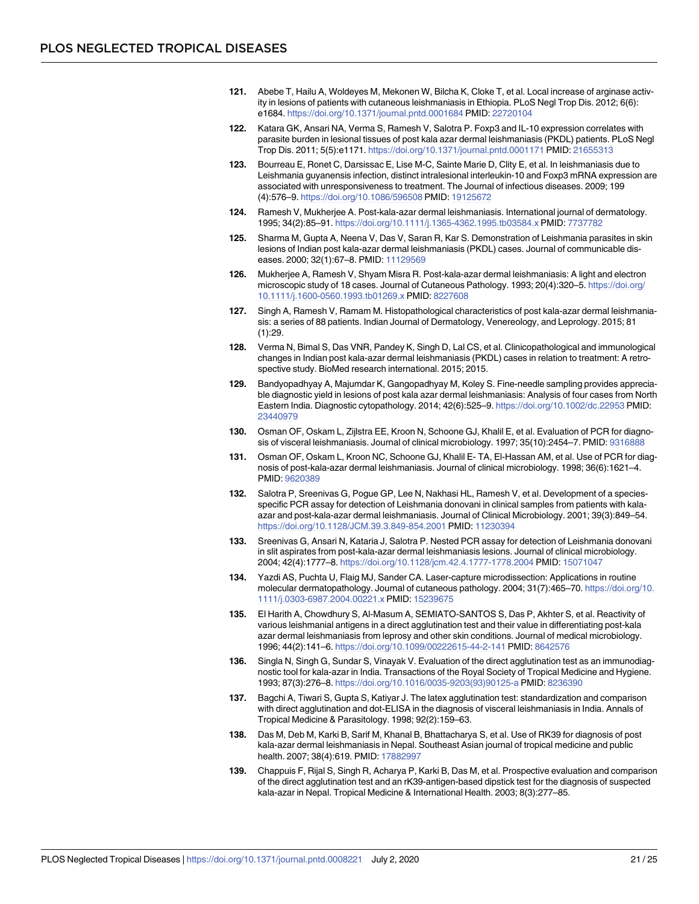121. Abebe T, Hailu A, Woldeyes M, Mekonen W, Bilcha K, Cloke T, et al. Local increase of arginase activity in lesions of patients with cutaneous leishmaniasis in Ethiopia. PLoS Negl Trop Dis. 2012; 6(6): e1684. https://doi.org/10.1371/journal.pntd.0001684 PMID: 22720104

122. Katara GK, Ansari NA, Verma S, Ramesh V, Salotra P. Foxp3 and IL-10 expression correlates with parasite burden in lesional tissues of post kala azar dermal leishmaniasis (PKDL) patients. PLoS Negl Trop Dis. 2011; 5(5):e1171. https://doi.org/10.1371/journal.pntd.0001171 PMID: 21655313

123. Bourreau E, Ronet C, Darsissac E, Lise M-C, Sainte Marie D, Clity E, et al. In leishmaniasis due to Leishmania guyanensis infection, distinct intralesional interleukin-10 and Foxp3 mRNA expression are associated with unresponsiveness to treatment. The Journal of infectious diseases. 2009; 199 (4):576–9. https://doi.org/10.1086/596508 PMID: 19125672

124. Ramesh V, Mukherjee A. Post-kala-azar dermal leishmaniasis. International journal of dermatology. 1995; 34(2):85–91. https://doi.org/10.1111/j.1365-4362.1995.tb03584.x PMID: 7737782

125. Sharma M, Gupta A, Neena V, Das V, Saran R, Kar S. Demonstration of Leishmania parasites in skin lesions of Indian post kala-azar dermal leishmaniasis (PKDL) cases. Journal of communicable diseases. 2000; 32(1):67–8. PMID: 11129569

126. Mukherjee A, Ramesh V, Shyam Misra R. Post-kala-azar dermal leishmaniasis: A light and electron microscopic study of 18 cases. Journal of Cutaneous Pathology. 1993; 20(4):320–5. https://doi.org/10.1111/j.1600-0560.1993.tb01269.x PMID: 8227608

127. Singh A, Ramesh V, Ramam M. Histopathological characteristics of post kala-azar dermal leishmaniasis: a series of 88 patients. Indian Journal of Dermatology, Venereology, and Leprology. 2015; 81 (1):29.

128. Verma N, Bimal S, Das VNR, Pandey K, Singh D, Lal CS, et al. Clinicopathological and immunological changes in Indian post kala-azar dermal leishmaniasis (PKDL) cases in relation to treatment: A retrospective study. BioMed research international. 2015; 2015.

129. Bandyopadhyay A, Majumdar K, Gangopadhyay M, Koley S. Fine-needle sampling provides appreciable diagnostic yield in lesions of post kala azar dermal leishmaniasis: Analysis of four cases from North Eastern India. Diagnostic cytopathology. 2014; 42(6):525–9. https://doi.org/10.1002/dc.22953 PMID: 23440979

130. Osman OF, Oskam L, Zijlstra EE, Kroon N, Schoone GJ, Khalil E, et al. Evaluation of PCR for diagnosis of visceral leishmaniasis. Journal of clinical microbiology. 1997; 35(10):2454–7. PMID: 9316888

131. Osman OF, Oskam L, Kroon NC, Schoone GJ, Khalil E- TA, El-Hassan AM, et al. Use of PCR for diagnosis of post-kala-azar dermal leishmaniasis. Journal of clinical microbiology. 1998; 36(6):1621–4. PMID: 9620389

132. Salotra P, Sreenivas G, Pogue GP, Lee N, Nakhasi HL, Ramesh V, et al. Development of a species-specific PCR assay for detection of Leishmania donovani in clinical samples from patients with kala-azar and post-kala-azar dermal leishmaniasis. Journal of Clinical Microbiology. 2001; 39(3):849–54. https://doi.org/10.1128/JCM.39.3.849-854.2001 PMID: 11230394

133. Sreenivas G, Ansari N, Kataria J, Salotra P. Nested PCR assay for detection of Leishmania donovani in slit aspirates from post-kala-azar dermal leishmaniasis lesions. Journal of clinical microbiology. 2004; 42(4):1777–8. https://doi.org/10.1128/jcm.42.4.1777-1778.2004 PMID: 15071047

134. Yazdi AS, Puchta U, Flaig MJ, Sander CA. Laser-capture microdissection: Applications in routine molecular dermatopathology. Journal of cutaneous pathology. 2004; 31(7):465–70. https://doi.org/10.1111/j.0303-6987.2004.00221.x PMID: 15239675

135. El Harith A, Chowdhury S, Al-Masum A, SEMIATO-SANTOS S, Das P, Akhter S, et al. Reactivity of various leishmanial antigens in a direct agglutination test and their value in differentiating post-kala azar dermal leishmaniasis from leprosy and other skin conditions. Journal of medical microbiology. 1996; 44(2):141–6. https://doi.org/10.1099/00222615-44-2-141 PMID: 8642576

136. Singla N, Singh G, Sundar S, Vinayak V. Evaluation of the direct agglutination test as an immunodiagnostic tool for kala-azar in India. Transactions of the Royal Society of Tropical Medicine and Hygiene. 1993; 87(3):276–8. https://doi.org/10.1016/0035-9203(93)90125-a PMID: 8236390

137. Bagchi A, Tiwari S, Gupta S, Katiyar J. The latex agglutination test: standardization and comparison with direct agglutination and dot-ELISA in the diagnosis of visceral leishmaniasis in India. Annals of Tropical Medicine & Parasitology. 1998; 92(2):159–63.

138. Das M, Deb M, Karki B, Sarif M, Khanal B, Bhattacharya S, et al. Use of RK39 for diagnosis of post kala-azar dermal leishmaniasis in Nepal. Southeast Asian journal of tropical medicine and public health. 2007; 38(4):619. PMID: 17882997

139. Chappuis F, Rijal S, Singh R, Acharya P, Karki B, Das M, et al. Prospective evaluation and comparison of the direct agglutination test and an rK39-antigen-based dipstick test for the diagnosis of suspected kala-azar in Nepal. Tropical Medicine & International Health. 2003; 8(3):277–85.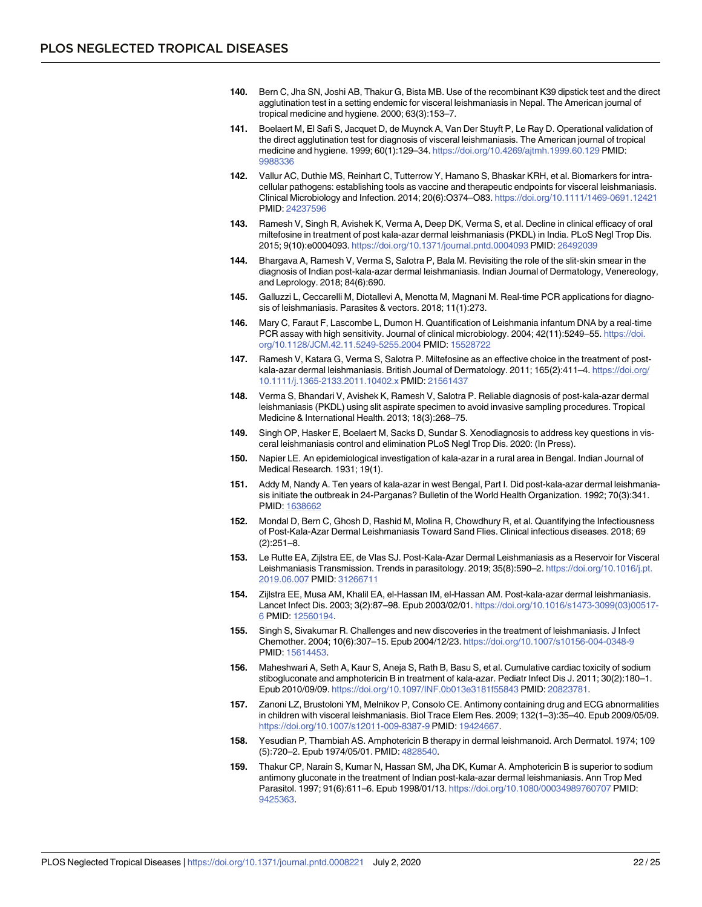140. Bern C, Jha SN, Joshi AB, Thakur G, Bista MB. Use of the recombinant K39 dipstick test and the direct agglutination test in a setting endemic for visceral leishmaniasis in Nepal. The American journal of tropical medicine and hygiene. 2000; 63(3):153–7.

141. Boelaert M, El Safi S, Jacquet D, de Muynck A, Van Der Stuyft P, Le Ray D. Operational validation of the direct agglutination test for diagnosis of visceral leishmaniasis. The American journal of tropical medicine and hygiene. 1999; 60(1):129–34. https://doi.org/10.4269/ajtmh.1999.60.129 PMID: 9988336

142. Vallur AC, Duthie MS, Reinhart C, Tutterrow Y, Hamano S, Bhaskar KRH, et al. Biomarkers for intracellular pathogens: establishing tools as vaccine and therapeutic endpoints for visceral leishmaniasis. Clinical Microbiology and Infection. 2014; 20(6):O374–O83. https://doi.org/10.1111/1469-0691.12421 PMID: 24237596

143. Ramesh V, Singh R, Avishek K, Verma A, Deep DK, Verma S, et al. Decline in clinical efficacy of oral miltefosine in treatment of post kala-azar dermal leishmaniasis (PKDL) in India. PLoS Negl Trop Dis. 2015; 9(10):e0004093. https://doi.org/10.1371/journal.pntd.0004093 PMID: 26492039

144. Bhargava A, Ramesh V, Verma S, Salotra P, Bala M. Revisiting the role of the slit-skin smear in the diagnosis of Indian post-kala-azar dermal leishmaniasis. Indian Journal of Dermatology, Venereology, and Leprology. 2018; 84(6):690.

145. Galluzzi L, Ceccarelli M, Diotallevi A, Menotta M, Magnani M. Real-time PCR applications for diagnosis of leishmaniasis. Parasites & vectors. 2018; 11(1):273.

146. Mary C, Faraut F, Lascombe L, Dumon H. Quantification of Leishmania infantum DNA by a real-time PCR assay with high sensitivity. Journal of clinical microbiology. 2004; 42(11):5249–55. https://doi.org/10.1128/JCM.42.11.5249-5255.2004 PMID: 15528722

147. Ramesh V, Katara G, Verma S, Salotra P. Miltefosine as an effective choice in the treatment of post-kala-azar dermal leishmaniasis. British Journal of Dermatology. 2011; 165(2):411–4. https://doi.org/10.1111/j.1365-2133.2011.10402.x PMID: 21561437

148. Verma S, Bhandari V, Avishek K, Ramesh V, Salotra P. Reliable diagnosis of post-kala-azar dermal leishmaniasis (PKDL) using slit aspirate specimen to avoid invasive sampling procedures. Tropical Medicine & International Health. 2013; 18(3):268–75.

149. Singh OP, Hasker E, Boelaert M, Sacks D, Sundar S. Xenodiagnosis to address key questions in visceral leishmaniasis control and elimination PLoS Negl Trop Dis. 2020: (In Press).

150. Napier LE. An epidemiological investigation of kala-azar in a rural area in Bengal. Indian Journal of Medical Research. 1931; 19(1).

151. Addy M, Nandy A. Ten years of kala-azar in west Bengal, Part I. Did post-kala-azar dermal leishmaniasis initiate the outbreak in 24-Parganas? Bulletin of the World Health Organization. 1992; 70(3):341. PMID: 1638662

152. Mondal D, Bern C, Ghosh D, Rashid M, Molina R, Chowdhury R, et al. Quantifying the Infectiousness of Post-Kala-Azar Dermal Leishmaniasis Toward Sand Flies. Clinical infectious diseases. 2018; 69 (2):251–8.

153. Le Rutte EA, Zijlstra EE, de Vlas SJ. Post-Kala-Azar Dermal Leishmaniasis as a Reservoir for Visceral Leishmaniasis Transmission. Trends in parasitology. 2019; 35(8):590–2. https://doi.org/10.1016/j.pt.2019.06.007 PMID: 31266711

154. Zijlstra EE, Musa AM, Khalil EA, el-Hassan IM, el-Hassan AM. Post-kala-azar dermal leishmaniasis. Lancet Infect Dis. 2003; 3(2):87–98. Epub 2003/02/01. https://doi.org/10.1016/s1473-3099(03)00517-6 PMID: 12560194.

155. Singh S, Sivakumar R. Challenges and new discoveries in the treatment of leishmaniasis. J Infect Chemother. 2004; 10(6):307–15. Epub 2004/12/23. https://doi.org/10.1007/s10156-004-0348-9 PMID: 15614453.

156. Maheshwari A, Seth A, Kaur S, Aneja S, Rath B, Basu S, et al. Cumulative cardiac toxicity of sodium stibogluconate and amphotericin B in treatment of kala-azar. Pediatr Infect Dis J. 2011; 30(2):180–1. Epub 2010/09/09. https://doi.org/10.1097/INF.0b013e3181f55843 PMID: 20823781.

157. Zanoni LZ, Brustoloni YM, Melnikov P, Consolo CE. Antimony containing drug and ECG abnormalities in children with visceral leishmaniasis. Biol Trace Elem Res. 2009; 132(1–3):35–40. Epub 2009/05/09. https://doi.org/10.1007/s12011-009-8387-9 PMID: 19424667.

158. Yesudian P, Thambiah AS. Amphotericin B therapy in dermal leishmanoid. Arch Dermatol. 1974; 109 (5):720–2. Epub 1974/05/01. PMID: 4828540.

159. Thakur CP, Narain S, Kumar N, Hassan SM, Jha DK, Kumar A. Amphotericin B is superior to sodium antimony gluconate in the treatment of Indian post-kala-azar dermal leishmaniasis. Ann Trop Med Parasitol. 1997; 91(6):611–6. Epub 1998/01/13. https://doi.org/10.1080/00034989760707 PMID: 9425363.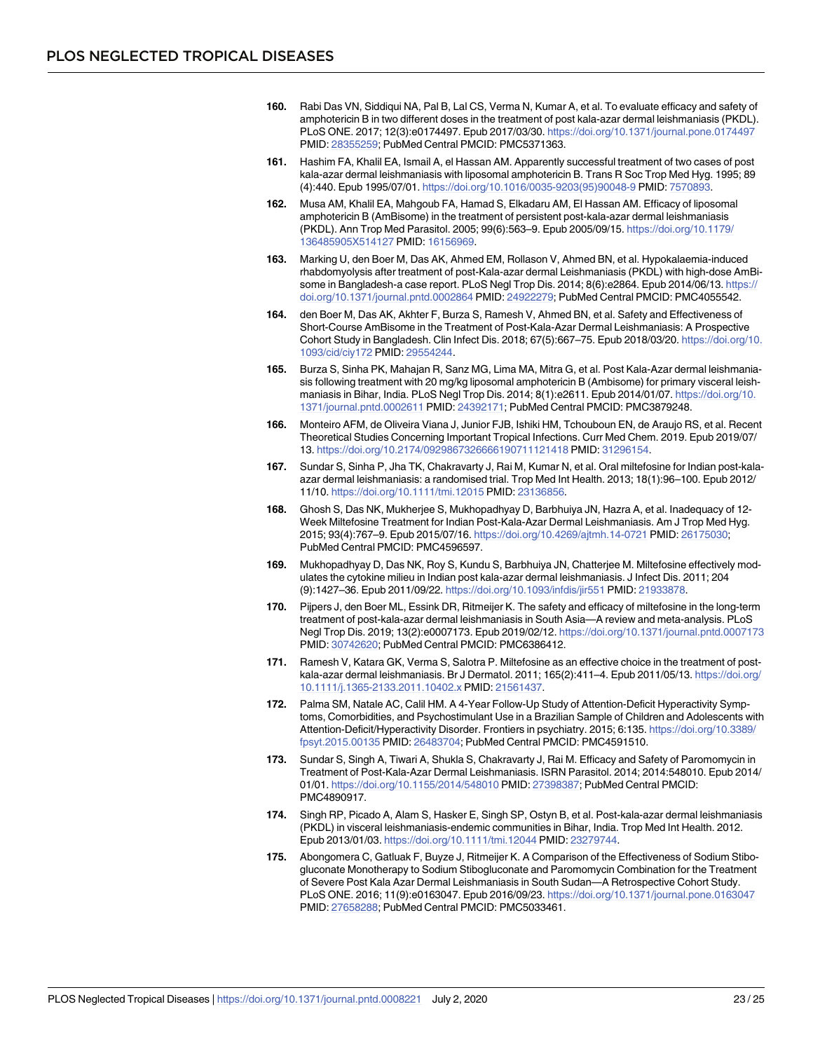160. Rabi Das VN, Siddiqui NA, Pal B, Lal CS, Verma N, Kumar A, et al. To evaluate efficacy and safety of amphotericin B in two different doses in the treatment of post kala-azar dermal leishmaniasis (PKDL). PLoS ONE. 2017; 12(3):e0174497. Epub 2017/03/30. https://doi.org/10.1371/journal.pone.0174497 PMID: 28355259; PubMed Central PMCID: PMC5371363.

161. Hashim FA, Khalil EA, Ismail A, el Hassan AM. Apparently successful treatment of two cases of post kala-azar dermal leishmaniasis with liposomal amphotericin B. Trans R Soc Trop Med Hyg. 1995; 89 (4):440. Epub 1995/07/01. https://doi.org/10.1016/0035-9203(95)90048-9 PMID: 7570893.

162. Musa AM, Khalil EA, Mahgoub FA, Hamad S, Elkadaru AM, El Hassan AM. Efficacy of liposomal amphotericin B (AmBisome) in the treatment of persistent post-kala-azar dermal leishmaniasis (PKDL). Ann Trop Med Parasitol. 2005; 99(6):563–9. Epub 2005/09/15. https://doi.org/10.1179/136485905X514127 PMID: 16156969.

163. Marking U, den Boer M, Das AK, Ahmed EM, Rollason V, Ahmed BN, et al. Hypokalaemia-induced rhabdomyolysis after treatment of post-Kala-azar dermal Leishmaniasis (PKDL) with high-dose AmBisome in Bangladesh-a case report. PLoS Negl Trop Dis. 2014; 8(6):e2864. Epub 2014/06/13. https://doi.org/10.1371/journal.pntd.0002864 PMID: 24922279; PubMed Central PMCID: PMC4055542.

164. den Boer M, Das AK, Akhter F, Burza S, Ramesh V, Ahmed BN, et al. Safety and Effectiveness of Short-Course AmBisome in the Treatment of Post-Kala-Azar Dermal Leishmaniasis: A Prospective Cohort Study in Bangladesh. Clin Infect Dis. 2018; 67(5):667–75. Epub 2018/03/20. https://doi.org/10.1093/cid/ciy172 PMID: 29554244.

165. Burza S, Sinha PK, Mahajan R, Sanz MG, Lima MA, Mitra G, et al. Post Kala-Azar dermal leishmaniasis following treatment with 20 mg/kg liposomal amphotericin B (Ambisome) for primary visceral leishmaniasis in Bihar, India. PLoS Negl Trop Dis. 2014; 8(1):e2611. Epub 2014/01/07. https://doi.org/10.1371/journal.pntd.0002611 PMID: 24392171; PubMed Central PMCID: PMC3879248.

166. Monteiro AFM, de Oliveira Viana J, Junior FJB, Ishiki HM, Tchouboun EN, de Araujo RS, et al. Recent Theoretical Studies Concerning Important Tropical Infections. Curr Med Chem. 2019. Epub 2019/07/13. https://doi.org/10.2174/0929867326666190711121418 PMID: 31296154.

167. Sundar S, Sinha P, Jha TK, Chakravarty J, Rai M, Kumar N, et al. Oral miltefosine for Indian post-kala-azar dermal leishmaniasis: a randomised trial. Trop Med Int Health. 2013; 18(1):96–100. Epub 2012/11/10. https://doi.org/10.1111/tmi.12015 PMID: 23136856.

168. Ghosh S, Das NK, Mukherjee S, Mukhopadhyay D, Barbhuiya JN, Hazra A, et al. Inadequacy of 12-Week Miltefosine Treatment for Indian Post-Kala-Azar Dermal Leishmaniasis. Am J Trop Med Hyg. 2015; 93(4):767–9. Epub 2015/07/16. https://doi.org/10.4269/ajtmh.14-0721 PMID: 26175030; PubMed Central PMCID: PMC4596597.

169. Mukhopadhyay D, Das NK, Roy S, Kundu S, Barbhuiya JN, Chatterjee M. Miltefosine effectively modulates the cytokine milieu in Indian post kala-azar dermal leishmaniasis. J Infect Dis. 2011; 204 (9):1427–36. Epub 2011/09/22. https://doi.org/10.1093/infdis/jir551 PMID: 21933878.

170. Pijpers J, den Boer ML, Essink DR, Ritmeijer K. The safety and efficacy of miltefosine in the long-term treatment of post-kala-azar dermal leishmaniasis in South Asia—A review and meta-analysis. PLoS Negl Trop Dis. 2019; 13(2):e0007173. Epub 2019/02/12. https://doi.org/10.1371/journal.pntd.0007173 PMID: 30742620; PubMed Central PMCID: PMC6386412.

171. Ramesh V, Katara GK, Verma S, Salotra P. Miltefosine as an effective choice in the treatment of post-kala-azar dermal leishmaniasis. Br J Dermatol. 2011; 165(2):411–4. Epub 2011/05/13. https://doi.org/10.1111/j.1365-2133.2011.10402.x PMID: 21561437.

172. Palma SM, Natale AC, Calil HM. A 4-Year Follow-Up Study of Attention-Deficit Hyperactivity Symptoms, Comorbidities, and Psychostimulant Use in a Brazilian Sample of Children and Adolescents with Attention-Deficit/Hyperactivity Disorder. Frontiers in psychiatry. 2015; 6:135. https://doi.org/10.3389/fpsyt.2015.00135 PMID: 26483704; PubMed Central PMCID: PMC4591510.

173. Sundar S, Singh A, Tiwari A, Shukla S, Chakravarty J, Rai M. Efficacy and Safety of Paromomycin in Treatment of Post-Kala-Azar Dermal Leishmaniasis. ISRN Parasitol. 2014; 2014:548010. Epub 2014/01/01. https://doi.org/10.1155/2014/548010 PMID: 27398387; PubMed Central PMCID: PMC4890917.

174. Singh RP, Picado A, Alam S, Hasker E, Singh SP, Ostyn B, et al. Post-kala-azar dermal leishmaniasis (PKDL) in visceral leishmaniasis-endemic communities in Bihar, India. Trop Med Int Health. 2012. Epub 2013/01/03. https://doi.org/10.1111/tmi.12044 PMID: 23279744.

175. Abongomera C, Gatluak F, Buyze J, Ritmeijer K. A Comparison of the Effectiveness of Sodium Stibogluconate Monotherapy to Sodium Stibogluconate and Paromomycin Combination for the Treatment of Severe Post Kala Azar Dermal Leishmaniasis in South Sudan—A Retrospective Cohort Study. PLoS ONE. 2016; 11(9):e0163047. Epub 2016/09/23. https://doi.org/10.1371/journal.pone.0163047 PMID: 27658288; PubMed Central PMCID: PMC5033461.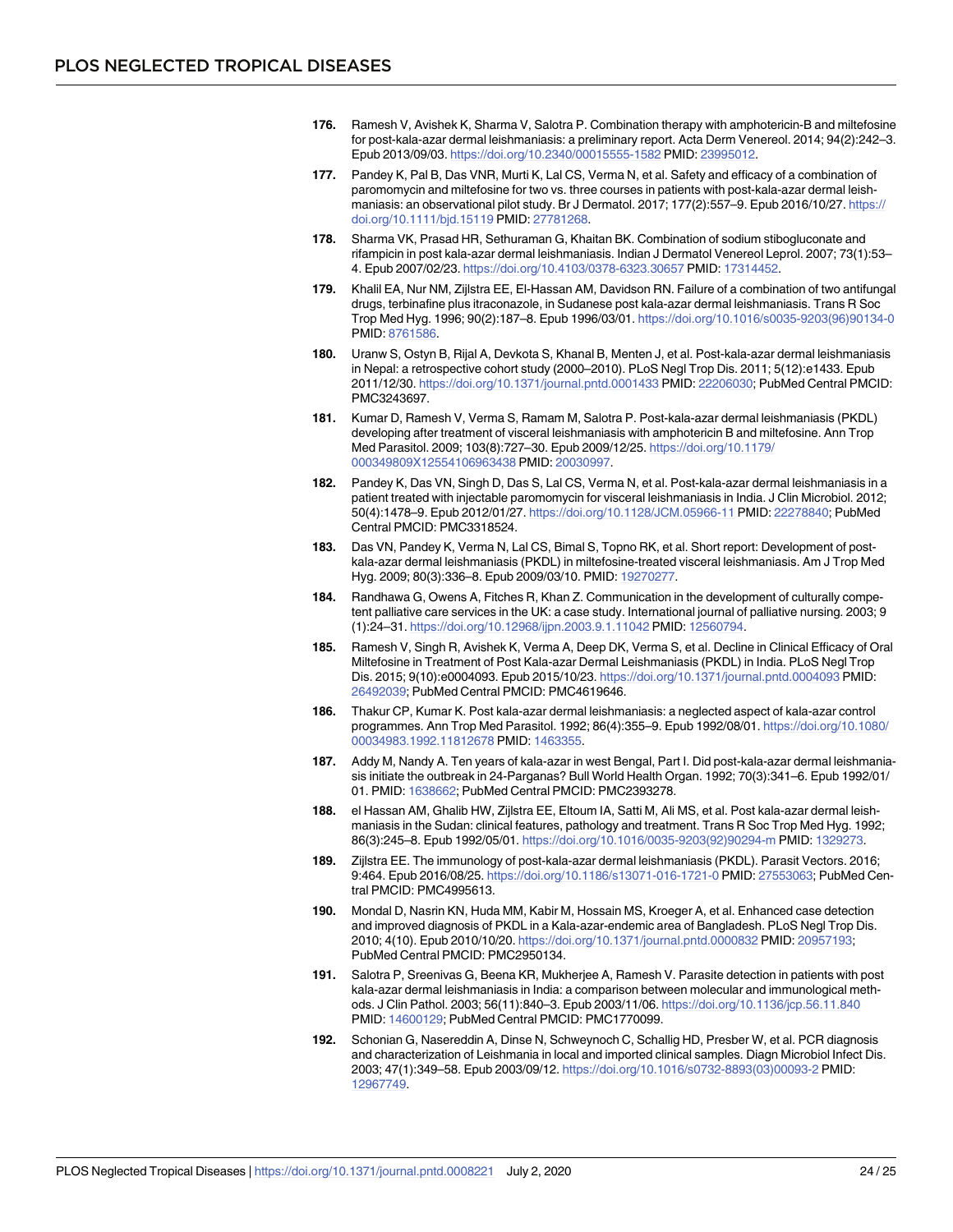176. Ramesh V, Avishek K, Sharma V, Salotra P. Combination therapy with amphotericin-B and miltefosine for post-kala-azar dermal leishmaniasis: a preliminary report. Acta Derm Venereol. 2014; 94(2):242–3. Epub 2013/09/03. https://doi.org/10.2340/00015555-1582 PMID: 23995012.

177. Pandey K, Pal B, Das VNR, Murti K, Lal CS, Verma N, et al. Safety and efficacy of a combination of paromomycin and miltefosine for two vs. three courses in patients with post-kala-azar dermal leishmaniasis: an observational pilot study. Br J Dermatol. 2017; 177(2):557–9. Epub 2016/10/27. https://doi.org/10.1111/bjd.15119 PMID: 27781268.

178. Sharma VK, Prasad HR, Sethuraman G, Khaitan BK. Combination of sodium stibogluconate and rifampicin in post kala-azar dermal leishmaniasis. Indian J Dermatol Venereol Leprol. 2007; 73(1):53–4. Epub 2007/02/23. https://doi.org/10.4103/0378-6323.30657 PMID: 17314452.

179. Khalil EA, Nur NM, Zijlstra EE, El-Hassan AM, Davidson RN. Failure of a combination of two antifungal drugs, terbinafine plus itraconazole, in Sudanese post kala-azar dermal leishmaniasis. Trans R Soc Trop Med Hyg. 1996; 90(2):187–8. Epub 1996/03/01. https://doi.org/10.1016/s0035-9203(96)90134-0 PMID: 8761586.

180. Uranw S, Ostyn B, Rijal A, Devkota S, Khanal B, Menten J, et al. Post-kala-azar dermal leishmaniasis in Nepal: a retrospective cohort study (2000–2010). PLoS Negl Trop Dis. 2011; 5(12):e1433. Epub 2011/12/30. https://doi.org/10.1371/journal.pntd.0001433 PMID: 22206030; PubMed Central PMCID: PMC3243697.

181. Kumar D, Ramesh V, Verma S, Ramam M, Salotra P. Post-kala-azar dermal leishmaniasis (PKDL) developing after treatment of visceral leishmaniasis with amphotericin B and miltefosine. Ann Trop Med Parasitol. 2009; 103(8):727–30. Epub 2009/12/25. https://doi.org/10.1179/000349809X12554106963438 PMID: 20030997.

182. Pandey K, Das VN, Singh D, Das S, Lal CS, Verma N, et al. Post-kala-azar dermal leishmaniasis in a patient treated with injectable paromomycin for visceral leishmaniasis in India. J Clin Microbiol. 2012; 50(4):1478–9. Epub 2012/01/27. https://doi.org/10.1128/JCM.05966-11 PMID: 22278840; PubMed Central PMCID: PMC3318524.

183. Das VN, Pandey K, Verma N, Lal CS, Bimal S, Topno RK, et al. Short report: Development of post-kala-azar dermal leishmaniasis (PKDL) in miltefosine-treated visceral leishmaniasis. Am J Trop Med Hyg. 2009; 80(3):336–8. Epub 2009/03/10. PMID: 19270277.

184. Randhawa G, Owens A, Fitches R, Khan Z. Communication in the development of culturally competent palliative care services in the UK: a case study. International journal of palliative nursing. 2003; 9(1):24–31. https://doi.org/10.12968/ijpn.2003.9.1.11042 PMID: 12560794.

185. Ramesh V, Singh R, Avishek K, Verma A, Deep DK, Verma S, et al. Decline in Clinical Efficacy of Oral Miltefosine in Treatment of Post Kala-azar Dermal Leishmaniasis (PKDL) in India. PLoS Negl Trop Dis. 2015; 9(10):e0004093. Epub 2015/10/23. https://doi.org/10.1371/journal.pntd.0004093 PMID: 26492039; PubMed Central PMCID: PMC4619646.

186. Thakur CP, Kumar K. Post kala-azar dermal leishmaniasis: a neglected aspect of kala-azar control programmes. Ann Trop Med Parasitol. 1992; 86(4):355–9. Epub 1992/08/01. https://doi.org/10.1080/00034983.1992.11812678 PMID: 1463355.

187. Addy M, Nandy A. Ten years of kala-azar in west Bengal, Part I. Did post-kala-azar dermal leishmaniasis initiate the outbreak in 24-Parganas? Bull World Health Organ. 1992; 70(3):341–6. Epub 1992/01/01. PMID: 1638662; PubMed Central PMCID: PMC2393278.

188. el Hassan AM, Ghalib HW, Zijlstra EE, Eltoum IA, Satti M, Ali MS, et al. Post kala-azar dermal leishmaniasis in the Sudan: clinical features, pathology and treatment. Trans R Soc Trop Med Hyg. 1992; 86(3):245–8. Epub 1992/05/01. https://doi.org/10.1016/0035-9203(92)90294-m PMID: 1329273.

189. Zijlstra EE. The immunology of post-kala-azar dermal leishmaniasis (PKDL). Parasit Vectors. 2016; 9:464. Epub 2016/08/25. https://doi.org/10.1186/s13071-016-1721-0 PMID: 27553063; PubMed Central PMCID: PMC4995613.

190. Mondal D, Nasrin KN, Huda MM, Kabir M, Hossain MS, Kroeger A, et al. Enhanced case detection and improved diagnosis of PKDL in a Kala-azar-endemic area of Bangladesh. PLoS Negl Trop Dis. 2010; 4(10). Epub 2010/10/20. https://doi.org/10.1371/journal.pntd.0000832 PMID: 20957193; PubMed Central PMCID: PMC2950134.

191. Salotra P, Sreenivas G, Beena KR, Mukherjee A, Ramesh V. Parasite detection in patients with post kala-azar dermal leishmaniasis in India: a comparison between molecular and immunological methods. J Clin Pathol. 2003; 56(11):840–3. Epub 2003/11/06. https://doi.org/10.1136/jcp.56.11.840 PMID: 14600129; PubMed Central PMCID: PMC1770099.

192. Schonian G, Nasereddin A, Dinse N, Schweynoch C, Schallig HD, Presber W, et al. PCR diagnosis and characterization of Leishmania in local and imported clinical samples. Diagn Microbiol Infect Dis. 2003; 47(1):349–58. Epub 2003/09/12. https://doi.org/10.1016/s0732-8893(03)00093-2 PMID: 12967749.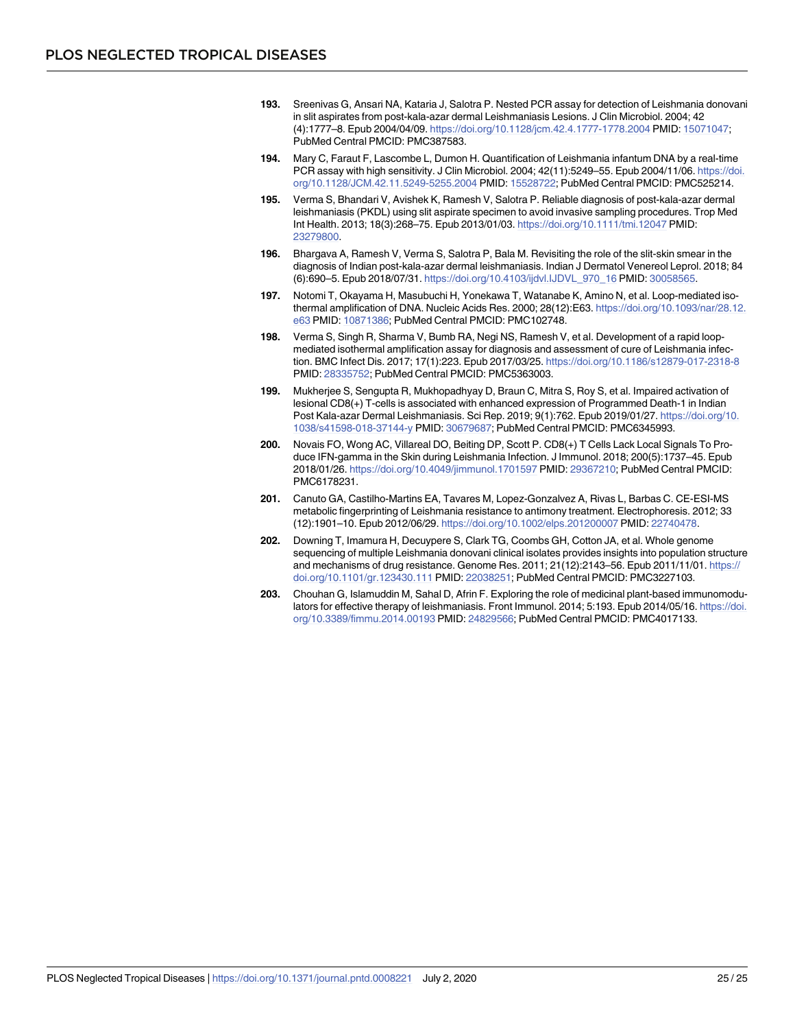193. Sreenivas G, Ansari NA, Kataria J, Salotra P. Nested PCR assay for detection of Leishmania donovani in slit aspirates from post-kala-azar dermal Leishmaniasis Lesions. J Clin Microbiol. 2004; 42 (4):1777–8. Epub 2004/04/09. https://doi.org/10.1128/jcm.42.4.1777-1778.2004 PMID: 15071047; PubMed Central PMCID: PMC387583.

194. Mary C, Faraut F, Lascombe L, Dumon H. Quantification of Leishmania infantum DNA by a real-time PCR assay with high sensitivity. J Clin Microbiol. 2004; 42(11):5249–55. Epub 2004/11/06. https://doi.org/10.1128/JCM.42.11.5249-5255.2004 PMID: 15528722; PubMed Central PMCID: PMC525214.

195. Verma S, Bhandari V, Avishek K, Ramesh V, Salotra P. Reliable diagnosis of post-kala-azar dermal leishmaniasis (PKDL) using slit aspirate specimen to avoid invasive sampling procedures. Trop Med Int Health. 2013; 18(3):268–75. Epub 2013/01/03. https://doi.org/10.1111/tmi.12047 PMID: 23279800.

196. Bhargava A, Ramesh V, Verma S, Salotra P, Bala M. Revisiting the role of the slit-skin smear in the diagnosis of Indian post-kala-azar dermal leishmaniasis. Indian J Dermatol Venereol Leprol. 2018; 84 (6):690–5. Epub 2018/07/31. https://doi.org/10.4103/ijdvl.IJDVL_970_16 PMID: 30058565.

197. Notomi T, Okayama H, Masubuchi H, Yonekawa T, Watanabe K, Amino N, et al. Loop-mediated isothermal amplification of DNA. Nucleic Acids Res. 2000; 28(12):E63. https://doi.org/10.1093/nar/28.12.e63 PMID: 10871386; PubMed Central PMCID: PMC102748.

198. Verma S, Singh R, Sharma V, Bumb RA, Negi NS, Ramesh V, et al. Development of a rapid loop-mediated isothermal amplification assay for diagnosis and assessment of cure of Leishmania infection. BMC Infect Dis. 2017; 17(1):223. Epub 2017/03/25. https://doi.org/10.1186/s12879-017-2318-8 PMID: 28335752; PubMed Central PMCID: PMC5363003.

199. Mukherjee S, Sengupta R, Mukhopadhyay D, Braun C, Mitra S, Roy S, et al. Impaired activation of lesional CD8(+) T-cells is associated with enhanced expression of Programmed Death-1 in Indian Post Kala-azar Dermal Leishmaniasis. Sci Rep. 2019; 9(1):762. Epub 2019/01/27. https://doi.org/10.1038/s41598-018-37144-y PMID: 30679687; PubMed Central PMCID: PMC6345993.

200. Novais FO, Wong AC, Villareal DO, Beiting DP, Scott P. CD8(+) T Cells Lack Local Signals To Produce IFN-gamma in the Skin during Leishmania Infection. J Immunol. 2018; 200(5):1737–45. Epub 2018/01/26. https://doi.org/10.4049/jimmunol.1701597 PMID: 29367210; PubMed Central PMCID: PMC6178231.

201. Canuto GA, Castilho-Martins EA, Tavares M, Lopez-Gonzalvez A, Rivas L, Barbas C. CE-ESI-MS metabolic fingerprinting of Leishmania resistance to antimony treatment. Electrophoresis. 2012; 33 (12):1901–10. Epub 2012/06/29. https://doi.org/10.1002/elps.201200007 PMID: 22740478.

202. Downing T, Imamura H, Decuypere S, Clark TG, Coombs GH, Cotton JA, et al. Whole genome sequencing of multiple Leishmania donovani clinical isolates provides insights into population structure and mechanisms of drug resistance. Genome Res. 2011; 21(12):2143–56. Epub 2011/11/01. https://doi.org/10.1101/gr.123430.111 PMID: 22038251; PubMed Central PMCID: PMC3227103.

203. Chouhan G, Islamuddin M, Sahal D, Afrin F. Exploring the role of medicinal plant-based immunomodulators for effective therapy of leishmaniasis. Front Immunol. 2014; 5:193. Epub 2014/05/16. https://doi.org/10.3389/fimmu.2014.00193 PMID: 24829566; PubMed Central PMCID: PMC4017133.